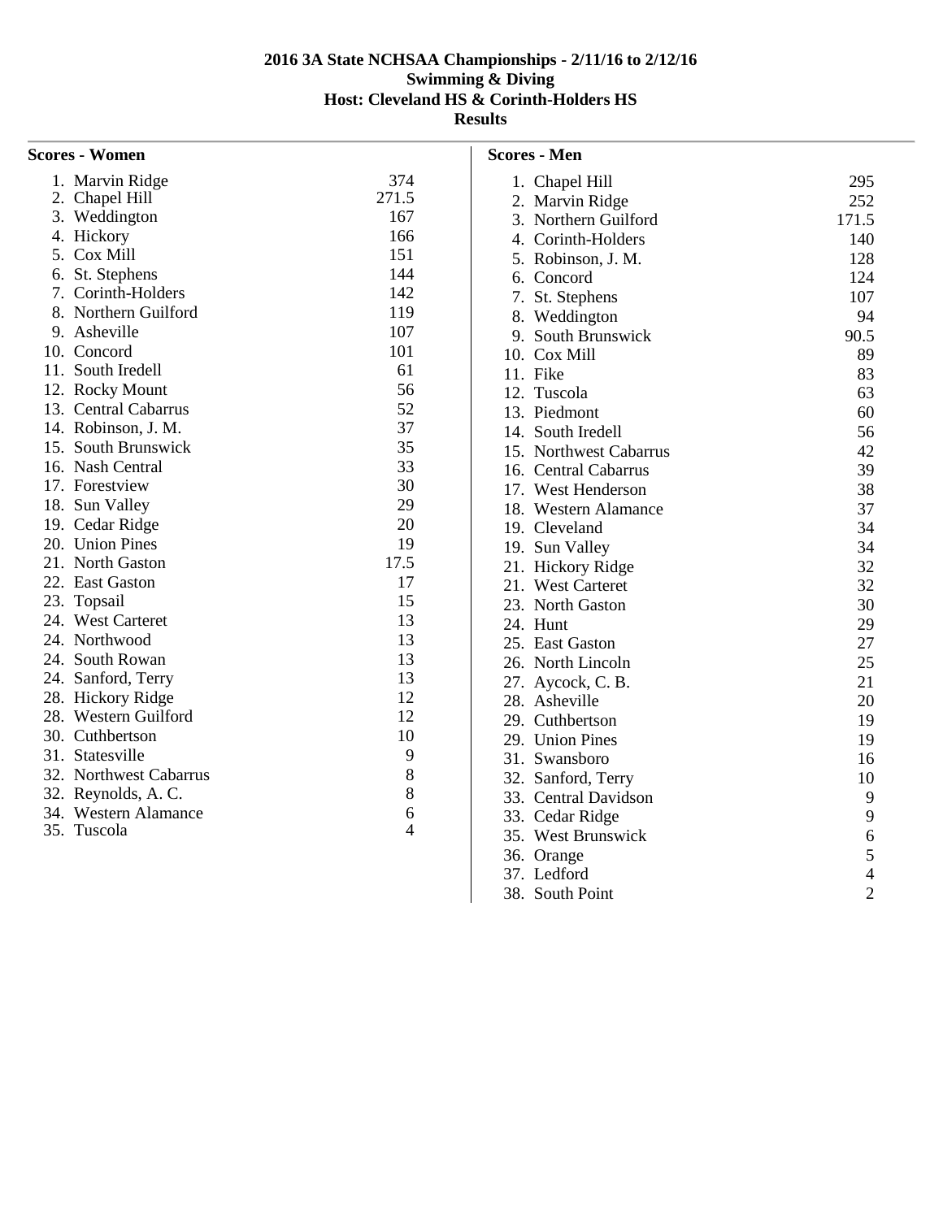# 2016 3A State NCHSAA Championships - 2/11/16 to 2/12/16
## Swimming & Diving
### Host: Cleveland HS & Corinth-Holders HS
### Results

**Scores - Women**

| Place | Team | Score |
|---|---|---|
| 1. | Marvin Ridge | 374 |
| 2. | Chapel Hill | 271.5 |
| 3. | Weddington | 167 |
| 4. | Hickory | 166 |
| 5. | Cox Mill | 151 |
| 6. | St. Stephens | 144 |
| 7. | Corinth-Holders | 142 |
| 8. | Northern Guilford | 119 |
| 9. | Asheville | 107 |
| 10. | Concord | 101 |
| 11. | South Iredell | 61 |
| 12. | Rocky Mount | 56 |
| 13. | Central Cabarrus | 52 |
| 14. | Robinson, J. M. | 37 |
| 15. | South Brunswick | 35 |
| 16. | Nash Central | 33 |
| 17. | Forestview | 30 |
| 18. | Sun Valley | 29 |
| 19. | Cedar Ridge | 20 |
| 20. | Union Pines | 19 |
| 21. | North Gaston | 17.5 |
| 22. | East Gaston | 17 |
| 23. | Topsail | 15 |
| 24. | West Carteret | 13 |
| 24. | Northwood | 13 |
| 24. | South Rowan | 13 |
| 24. | Sanford, Terry | 13 |
| 28. | Hickory Ridge | 12 |
| 28. | Western Guilford | 12 |
| 30. | Cuthbertson | 10 |
| 31. | Statesville | 9 |
| 32. | Northwest Cabarrus | 8 |
| 32. | Reynolds, A. C. | 8 |
| 34. | Western Alamance | 6 |
| 35. | Tuscola | 4 |

**Scores - Men**

| Place | Team | Score |
|---|---|---|
| 1. | Chapel Hill | 295 |
| 2. | Marvin Ridge | 252 |
| 3. | Northern Guilford | 171.5 |
| 4. | Corinth-Holders | 140 |
| 5. | Robinson, J. M. | 128 |
| 6. | Concord | 124 |
| 7. | St. Stephens | 107 |
| 8. | Weddington | 94 |
| 9. | South Brunswick | 90.5 |
| 10. | Cox Mill | 89 |
| 11. | Fike | 83 |
| 12. | Tuscola | 63 |
| 13. | Piedmont | 60 |
| 14. | South Iredell | 56 |
| 15. | Northwest Cabarrus | 42 |
| 16. | Central Cabarrus | 39 |
| 17. | West Henderson | 38 |
| 18. | Western Alamance | 37 |
| 19. | Cleveland | 34 |
| 19. | Sun Valley | 34 |
| 21. | Hickory Ridge | 32 |
| 21. | West Carteret | 32 |
| 23. | North Gaston | 30 |
| 24. | Hunt | 29 |
| 25. | East Gaston | 27 |
| 26. | North Lincoln | 25 |
| 27. | Aycock, C. B. | 21 |
| 28. | Asheville | 20 |
| 29. | Cuthbertson | 19 |
| 29. | Union Pines | 19 |
| 31. | Swansboro | 16 |
| 32. | Sanford, Terry | 10 |
| 33. | Central Davidson | 9 |
| 33. | Cedar Ridge | 9 |
| 35. | West Brunswick | 6 |
| 36. | Orange | 5 |
| 37. | Ledford | 4 |
| 38. | South Point | 2 |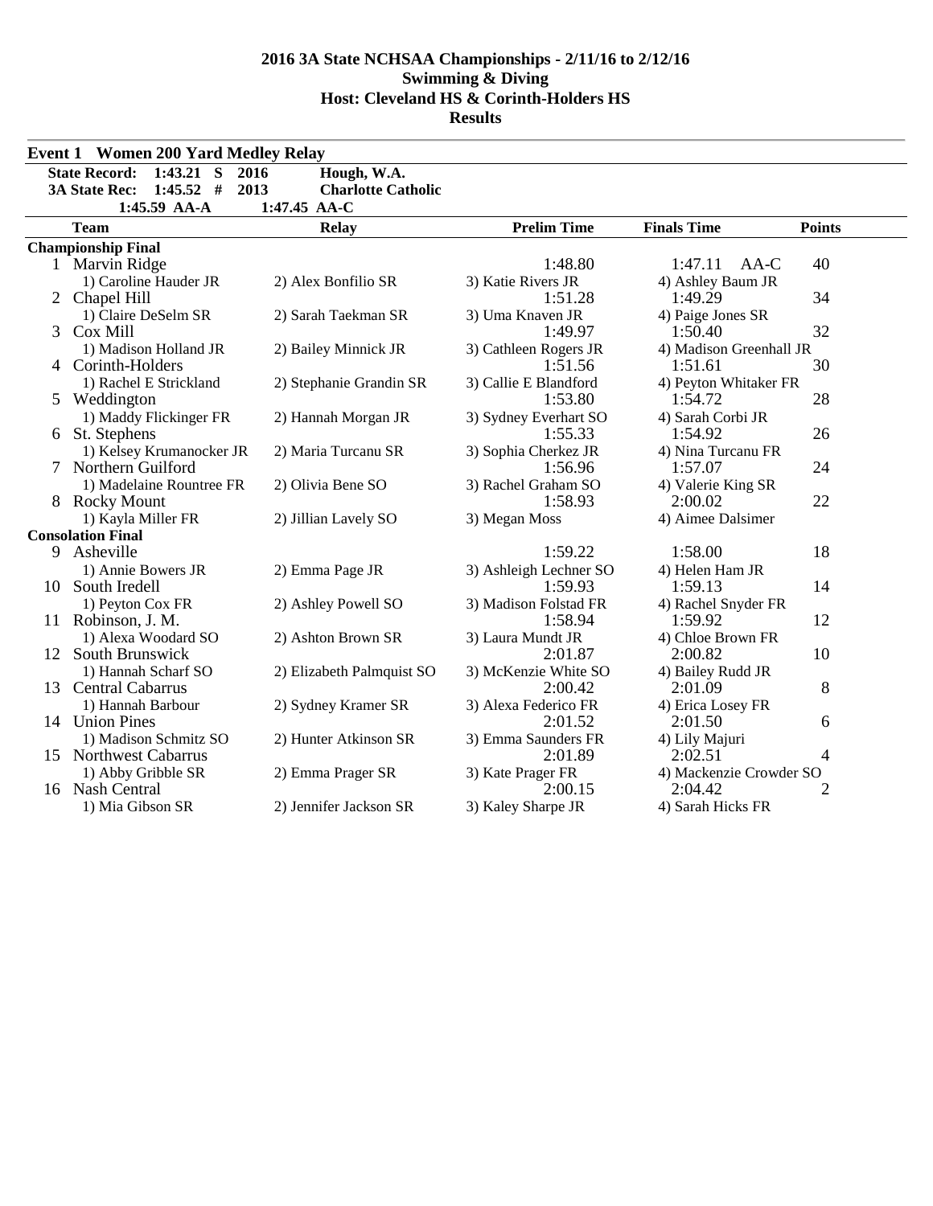# 2016 3A State NCHSAA Championships - 2/11/16 to 2/12/16
## Swimming & Diving
## Host: Cleveland HS & Corinth-Holders HS
## Results

### Event 1 Women 200 Yard Medley Relay

**State Record: 1:43.21 S 2016 Hough, W.A.**
**3A State Rec: 1:45.52 # 2013 Charlotte Catholic**
**1:45.59 AA-A 1:47.45 AA-C**

| | Team | Relay | | Prelim Time | Finals Time | Points |
|---|---|---|---|---|---|---|
| **Championship Final** | | | | | | |
| 1 | Marvin Ridge | | | 1:48.80 | 1:47.11 AA-C | 40 |
| | 1) Caroline Hauder JR | 2) Alex Bonfilio SR | 3) Katie Rivers JR | 4) Ashley Baum JR | | |
| 2 | Chapel Hill | | | 1:51.28 | 1:49.29 | 34 |
| | 1) Claire DeSelm SR | 2) Sarah Taekman SR | 3) Uma Knaven JR | 4) Paige Jones SR | | |
| 3 | Cox Mill | | | 1:49.97 | 1:50.40 | 32 |
| | 1) Madison Holland JR | 2) Bailey Minnick JR | 3) Cathleen Rogers JR | 4) Madison Greenhall JR | | |
| 4 | Corinth-Holders | | | 1:51.56 | 1:51.61 | 30 |
| | 1) Rachel E Strickland | 2) Stephanie Grandin SR | 3) Callie E Blandford | 4) Peyton Whitaker FR | | |
| 5 | Weddington | | | 1:53.80 | 1:54.72 | 28 |
| | 1) Maddy Flickinger FR | 2) Hannah Morgan JR | 3) Sydney Everhart SO | 4) Sarah Corbi JR | | |
| 6 | St. Stephens | | | 1:55.33 | 1:54.92 | 26 |
| | 1) Kelsey Krumanocker JR | 2) Maria Turcanu SR | 3) Sophia Cherkez JR | 4) Nina Turcanu FR | | |
| 7 | Northern Guilford | | | 1:56.96 | 1:57.07 | 24 |
| | 1) Madelaine Rountree FR | 2) Olivia Bene SO | 3) Rachel Graham SO | 4) Valerie King SR | | |
| 8 | Rocky Mount | | | 1:58.93 | 2:00.02 | 22 |
| | 1) Kayla Miller FR | 2) Jillian Lavely SO | 3) Megan Moss | 4) Aimee Dalsimer | | |
| **Consolation Final** | | | | | | |
| 9 | Asheville | | | 1:59.22 | 1:58.00 | 18 |
| | 1) Annie Bowers JR | 2) Emma Page JR | 3) Ashleigh Lechner SO | 4) Helen Ham JR | | |
| 10 | South Iredell | | | 1:59.93 | 1:59.13 | 14 |
| | 1) Peyton Cox FR | 2) Ashley Powell SO | 3) Madison Folstad FR | 4) Rachel Snyder FR | | |
| 11 | Robinson, J. M. | | | 1:58.94 | 1:59.92 | 12 |
| | 1) Alexa Woodard SO | 2) Ashton Brown SR | 3) Laura Mundt JR | 4) Chloe Brown FR | | |
| 12 | South Brunswick | | | 2:01.87 | 2:00.82 | 10 |
| | 1) Hannah Scharf SO | 2) Elizabeth Palmquist SO | 3) McKenzie White SO | 4) Bailey Rudd JR | | |
| 13 | Central Cabarrus | | | 2:00.42 | 2:01.09 | 8 |
| | 1) Hannah Barbour | 2) Sydney Kramer SR | 3) Alexa Federico FR | 4) Erica Losey FR | | |
| 14 | Union Pines | | | 2:01.52 | 2:01.50 | 6 |
| | 1) Madison Schmitz SO | 2) Hunter Atkinson SR | 3) Emma Saunders FR | 4) Lily Majuri | | |
| 15 | Northwest Cabarrus | | | 2:01.89 | 2:02.51 | 4 |
| | 1) Abby Gribble SR | 2) Emma Prager SR | 3) Kate Prager FR | 4) Mackenzie Crowder SO | | |
| 16 | Nash Central | | | 2:00.15 | 2:04.42 | 2 |
| | 1) Mia Gibson SR | 2) Jennifer Jackson SR | 3) Kaley Sharpe JR | 4) Sarah Hicks FR | | |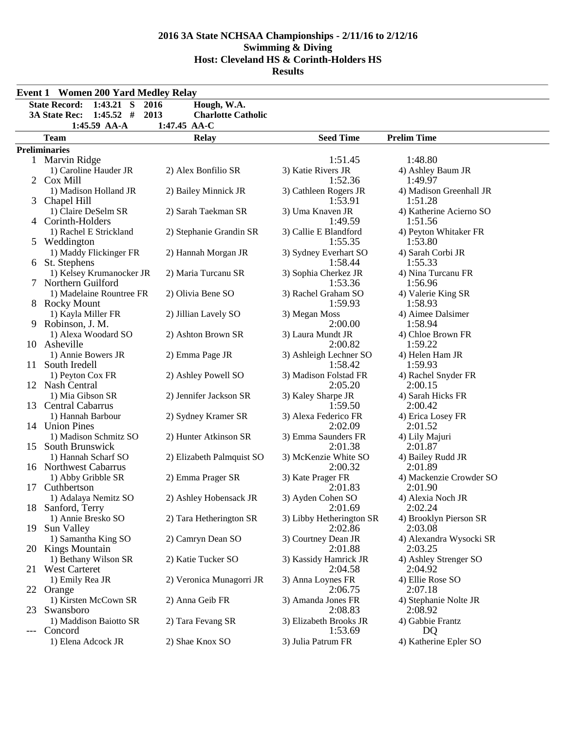# 2016 3A State NCHSAA Championships - 2/11/16 to 2/12/16
## Swimming & Diving
## Host: Cleveland HS & Corinth-Holders HS
## Results

### Event 1 Women 200 Yard Medley Relay

**State Record: 1:43.21 S 2016 Hough, W.A.**
**3A State Rec: 1:45.52 # 2013 Charlotte Catholic**
**1:45.59 AA-A 1:47.45 AA-C**

| | Team | Relay | Seed Time | Prelim Time |
|---|---|---|---|---|
| **Preliminaries** | | | | |
| 1 | Marvin Ridge | | 1:51.45 | 1:48.80 |
| | 1) Caroline Hauder JR | 2) Alex Bonfilio SR | 3) Katie Rivers JR | 4) Ashley Baum JR |
| 2 | Cox Mill | | 1:52.36 | 1:49.97 |
| | 1) Madison Holland JR | 2) Bailey Minnick JR | 3) Cathleen Rogers JR | 4) Madison Greenhall JR |
| 3 | Chapel Hill | | 1:53.91 | 1:51.28 |
| | 1) Claire DeSelm SR | 2) Sarah Taekman SR | 3) Uma Knaven JR | 4) Katherine Acierno SO |
| 4 | Corinth-Holders | | 1:49.59 | 1:51.56 |
| | 1) Rachel E Strickland | 2) Stephanie Grandin SR | 3) Callie E Blandford | 4) Peyton Whitaker FR |
| 5 | Weddington | | 1:55.35 | 1:53.80 |
| | 1) Maddy Flickinger FR | 2) Hannah Morgan JR | 3) Sydney Everhart SO | 4) Sarah Corbi JR |
| 6 | St. Stephens | | 1:58.44 | 1:55.33 |
| | 1) Kelsey Krumanocker JR | 2) Maria Turcanu SR | 3) Sophia Cherkez JR | 4) Nina Turcanu FR |
| 7 | Northern Guilford | | 1:53.36 | 1:56.96 |
| | 1) Madelaine Rountree FR | 2) Olivia Bene SO | 3) Rachel Graham SO | 4) Valerie King SR |
| 8 | Rocky Mount | | 1:59.93 | 1:58.93 |
| | 1) Kayla Miller FR | 2) Jillian Lavely SO | 3) Megan Moss | 4) Aimee Dalsimer |
| 9 | Robinson, J. M. | | 2:00.00 | 1:58.94 |
| | 1) Alexa Woodard SO | 2) Ashton Brown SR | 3) Laura Mundt JR | 4) Chloe Brown FR |
| 10 | Asheville | | 2:00.82 | 1:59.22 |
| | 1) Annie Bowers JR | 2) Emma Page JR | 3) Ashleigh Lechner SO | 4) Helen Ham JR |
| 11 | South Iredell | | 1:58.42 | 1:59.93 |
| | 1) Peyton Cox FR | 2) Ashley Powell SO | 3) Madison Folstad FR | 4) Rachel Snyder FR |
| 12 | Nash Central | | 2:05.20 | 2:00.15 |
| | 1) Mia Gibson SR | 2) Jennifer Jackson SR | 3) Kaley Sharpe JR | 4) Sarah Hicks FR |
| 13 | Central Cabarrus | | 1:59.50 | 2:00.42 |
| | 1) Hannah Barbour | 2) Sydney Kramer SR | 3) Alexa Federico FR | 4) Erica Losey FR |
| 14 | Union Pines | | 2:02.09 | 2:01.52 |
| | 1) Madison Schmitz SO | 2) Hunter Atkinson SR | 3) Emma Saunders FR | 4) Lily Majuri |
| 15 | South Brunswick | | 2:01.38 | 2:01.87 |
| | 1) Hannah Scharf SO | 2) Elizabeth Palmquist SO | 3) McKenzie White SO | 4) Bailey Rudd JR |
| 16 | Northwest Cabarrus | | 2:00.32 | 2:01.89 |
| | 1) Abby Gribble SR | 2) Emma Prager SR | 3) Kate Prager FR | 4) Mackenzie Crowder SO |
| 17 | Cuthbertson | | 2:01.83 | 2:01.90 |
| | 1) Adalaya Nemitz SO | 2) Ashley Hobensack JR | 3) Ayden Cohen SO | 4) Alexia Noch JR |
| 18 | Sanford, Terry | | 2:01.69 | 2:02.24 |
| | 1) Annie Bresko SO | 2) Tara Hetherington SR | 3) Libby Hetherington SR | 4) Brooklyn Pierson SR |
| 19 | Sun Valley | | 2:02.86 | 2:03.08 |
| | 1) Samantha King SO | 2) Camryn Dean SO | 3) Courtney Dean JR | 4) Alexandra Wysocki SR |
| 20 | Kings Mountain | | 2:01.88 | 2:03.25 |
| | 1) Bethany Wilson SR | 2) Katie Tucker SO | 3) Kassidy Hamrick JR | 4) Ashley Strenger SO |
| 21 | West Carteret | | 2:04.58 | 2:04.92 |
| | 1) Emily Rea JR | 2) Veronica Munagorri JR | 3) Anna Loynes FR | 4) Ellie Rose SO |
| 22 | Orange | | 2:06.75 | 2:07.18 |
| | 1) Kirsten McCown SR | 2) Anna Geib FR | 3) Amanda Jones FR | 4) Stephanie Nolte JR |
| 23 | Swansboro | | 2:08.83 | 2:08.92 |
| | 1) Maddison Baiotto SR | 2) Tara Fevang SR | 3) Elizabeth Brooks JR | 4) Gabbie Frantz |
| --- | Concord | | 1:53.69 | DQ |
| | 1) Elena Adcock JR | 2) Shae Knox SO | 3) Julia Patrum FR | 4) Katherine Epler SO |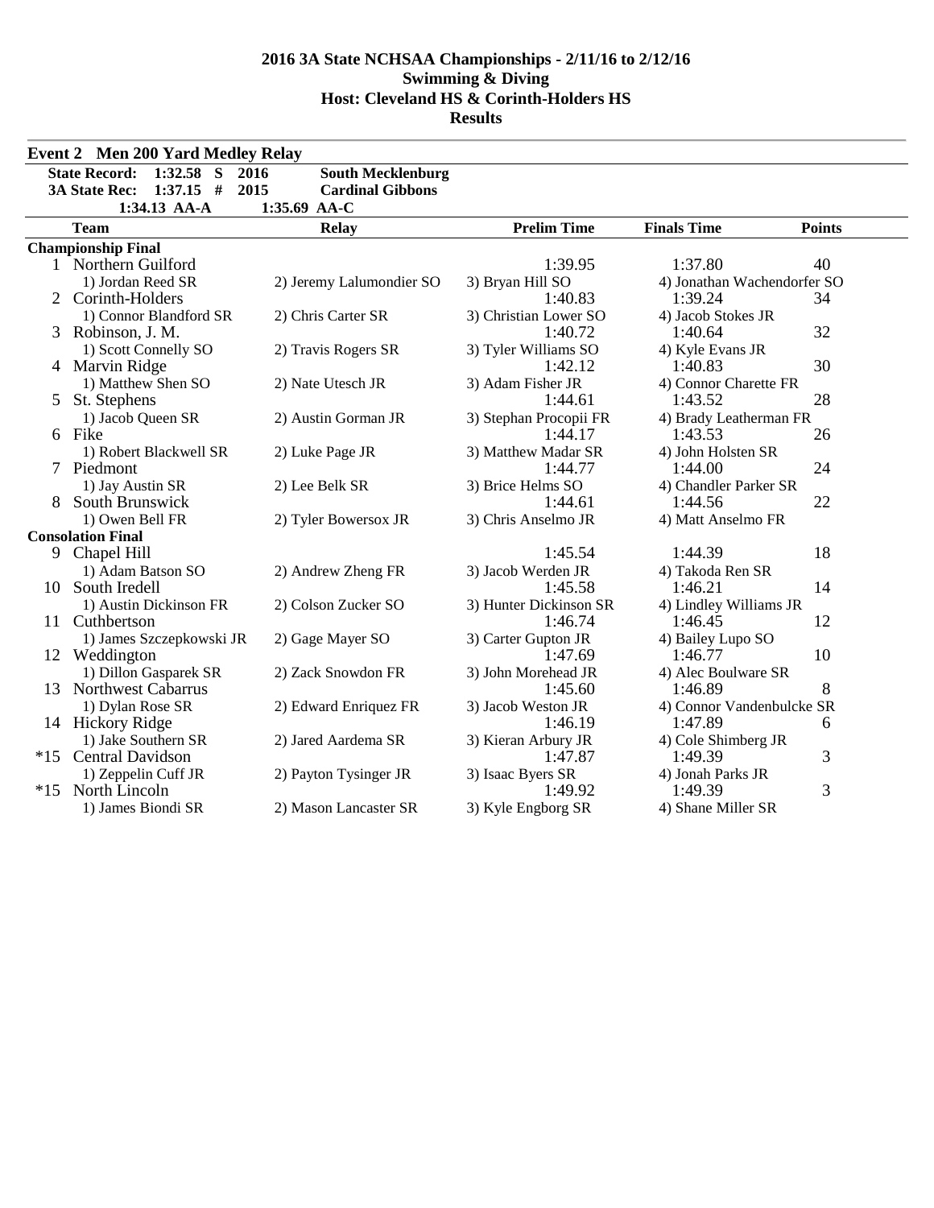# 2016 3A State NCHSAA Championships - 2/11/16 to 2/12/16
## Swimming & Diving
## Host: Cleveland HS & Corinth-Holders HS
## Results

### Event 2 Men 200 Yard Medley Relay

**State Record: 1:32.58 S 2016 South Mecklenburg**
**3A State Rec: 1:37.15 # 2015 Cardinal Gibbons**
**1:34.13 AA-A 1:35.69 AA-C**

| | Team | Relay | Prelim Time | Finals Time | Points |
|---|---|---|---|---|---|
| **Championship Final** | | | | | |
| 1 | Northern Guilford | | 1:39.95 | 1:37.80 | 40 |
| | 1) Jordan Reed SR | 2) Jeremy Lalumondier SO | 3) Bryan Hill SO | 4) Jonathan Wachendorfer SO | |
| 2 | Corinth-Holders | | 1:40.83 | 1:39.24 | 34 |
| | 1) Connor Blandford SR | 2) Chris Carter SR | 3) Christian Lower SO | 4) Jacob Stokes JR | |
| 3 | Robinson, J. M. | | 1:40.72 | 1:40.64 | 32 |
| | 1) Scott Connelly SO | 2) Travis Rogers SR | 3) Tyler Williams SO | 4) Kyle Evans JR | |
| 4 | Marvin Ridge | | 1:42.12 | 1:40.83 | 30 |
| | 1) Matthew Shen SO | 2) Nate Utesch JR | 3) Adam Fisher JR | 4) Connor Charette FR | |
| 5 | St. Stephens | | 1:44.61 | 1:43.52 | 28 |
| | 1) Jacob Queen SR | 2) Austin Gorman JR | 3) Stephan Procopii FR | 4) Brady Leatherman FR | |
| 6 | Fike | | 1:44.17 | 1:43.53 | 26 |
| | 1) Robert Blackwell SR | 2) Luke Page JR | 3) Matthew Madar SR | 4) John Holsten SR | |
| 7 | Piedmont | | 1:44.77 | 1:44.00 | 24 |
| | 1) Jay Austin SR | 2) Lee Belk SR | 3) Brice Helms SO | 4) Chandler Parker SR | |
| 8 | South Brunswick | | 1:44.61 | 1:44.56 | 22 |
| | 1) Owen Bell FR | 2) Tyler Bowersox JR | 3) Chris Anselmo JR | 4) Matt Anselmo FR | |
| **Consolation Final** | | | | | |
| 9 | Chapel Hill | | 1:45.54 | 1:44.39 | 18 |
| | 1) Adam Batson SO | 2) Andrew Zheng FR | 3) Jacob Werden JR | 4) Takoda Ren SR | |
| 10 | South Iredell | | 1:45.58 | 1:46.21 | 14 |
| | 1) Austin Dickinson FR | 2) Colson Zucker SO | 3) Hunter Dickinson SR | 4) Lindley Williams JR | |
| 11 | Cuthbertson | | 1:46.74 | 1:46.45 | 12 |
| | 1) James Szczepkowski JR | 2) Gage Mayer SO | 3) Carter Gupton JR | 4) Bailey Lupo SO | |
| 12 | Weddington | | 1:47.69 | 1:46.77 | 10 |
| | 1) Dillon Gasparek SR | 2) Zack Snowdon FR | 3) John Morehead JR | 4) Alec Boulware SR | |
| 13 | Northwest Cabarrus | | 1:45.60 | 1:46.89 | 8 |
| | 1) Dylan Rose SR | 2) Edward Enriquez FR | 3) Jacob Weston JR | 4) Connor Vandenbulcke SR | |
| 14 | Hickory Ridge | | 1:46.19 | 1:47.89 | 6 |
| | 1) Jake Southern SR | 2) Jared Aardema SR | 3) Kieran Arbury JR | 4) Cole Shimberg JR | |
| *15 | Central Davidson | | 1:47.87 | 1:49.39 | 3 |
| | 1) Zeppelin Cuff JR | 2) Payton Tysinger JR | 3) Isaac Byers SR | 4) Jonah Parks JR | |
| *15 | North Lincoln | | 1:49.92 | 1:49.39 | 3 |
| | 1) James Biondi SR | 2) Mason Lancaster SR | 3) Kyle Engborg SR | 4) Shane Miller SR | |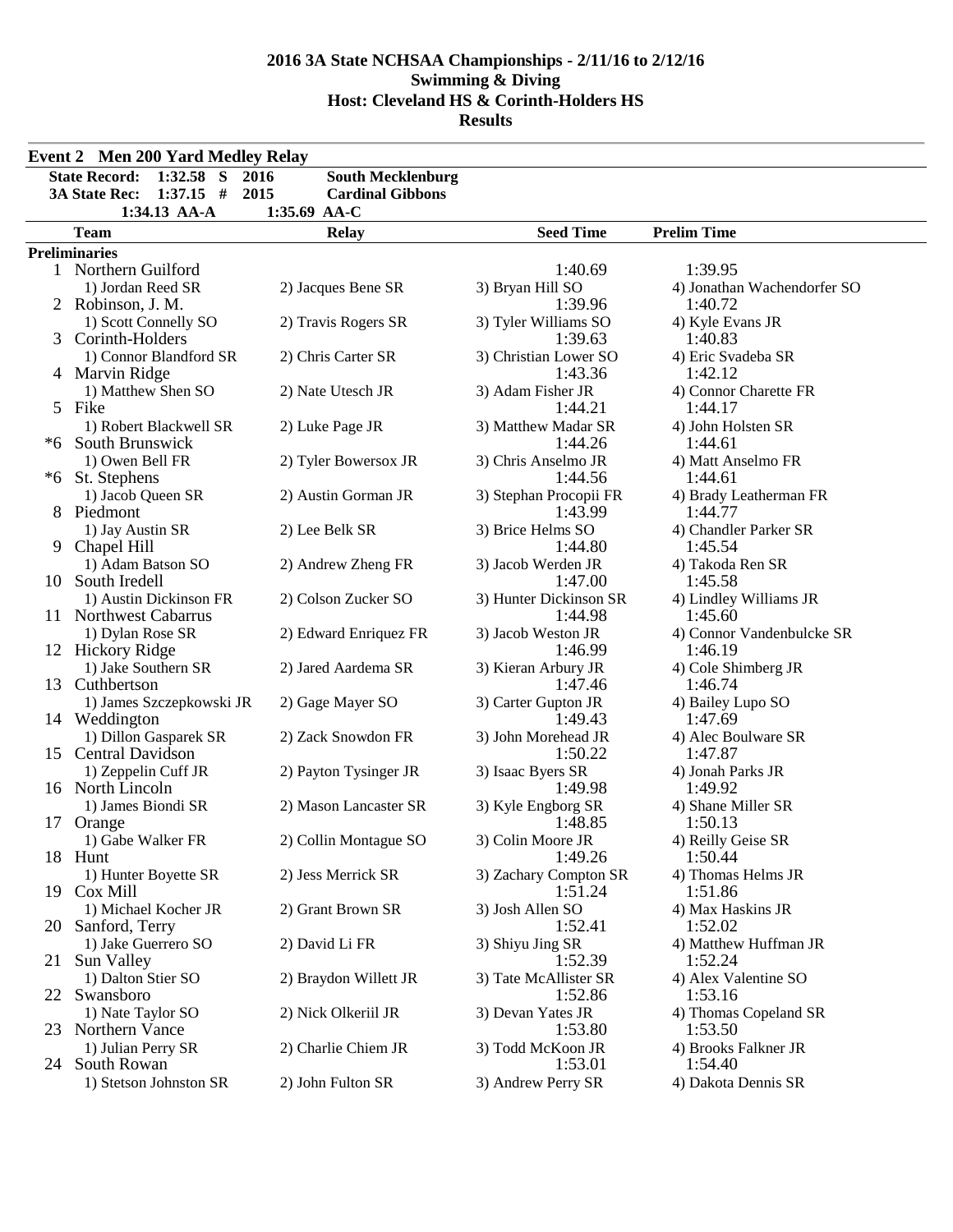# 2016 3A State NCHSAA Championships - 2/11/16 to 2/12/16
## Swimming & Diving
## Host: Cleveland HS & Corinth-Holders HS
## Results

### Event 2 Men 200 Yard Medley Relay

| | | | |
|---|---|---|---|
| State Record: | 1:32.58 S | 2016 | South Mecklenburg |
| 3A State Rec: | 1:37.15 # | 2015 | Cardinal Gibbons |
| | 1:34.13 AA-A | 1:35.69 AA-C | |

| | Team | Relay | Seed Time | Prelim Time |
|---|---|---|---|---|
| **Preliminaries** | | | | |
| 1 | Northern Guilford | | 1:40.69 | 1:39.95 |
| | 1) Jordan Reed SR | 2) Jacques Bene SR | 3) Bryan Hill SO | 4) Jonathan Wachendorfer SO |
| 2 | Robinson, J. M. | | 1:39.96 | 1:40.72 |
| | 1) Scott Connelly SO | 2) Travis Rogers SR | 3) Tyler Williams SO | 4) Kyle Evans JR |
| 3 | Corinth-Holders | | 1:39.63 | 1:40.83 |
| | 1) Connor Blandford SR | 2) Chris Carter SR | 3) Christian Lower SO | 4) Eric Svadeba SR |
| 4 | Marvin Ridge | | 1:43.36 | 1:42.12 |
| | 1) Matthew Shen SO | 2) Nate Utesch JR | 3) Adam Fisher JR | 4) Connor Charette FR |
| 5 | Fike | | 1:44.21 | 1:44.17 |
| | 1) Robert Blackwell SR | 2) Luke Page JR | 3) Matthew Madar SR | 4) John Holsten SR |
| *6 | South Brunswick | | 1:44.26 | 1:44.61 |
| | 1) Owen Bell FR | 2) Tyler Bowersox JR | 3) Chris Anselmo JR | 4) Matt Anselmo FR |
| *6 | St. Stephens | | 1:44.56 | 1:44.61 |
| | 1) Jacob Queen SR | 2) Austin Gorman JR | 3) Stephan Procopii FR | 4) Brady Leatherman FR |
| 8 | Piedmont | | 1:43.99 | 1:44.77 |
| | 1) Jay Austin SR | 2) Lee Belk SR | 3) Brice Helms SO | 4) Chandler Parker SR |
| 9 | Chapel Hill | | 1:44.80 | 1:45.54 |
| | 1) Adam Batson SO | 2) Andrew Zheng FR | 3) Jacob Werden JR | 4) Takoda Ren SR |
| 10 | South Iredell | | 1:47.00 | 1:45.58 |
| | 1) Austin Dickinson FR | 2) Colson Zucker SO | 3) Hunter Dickinson SR | 4) Lindley Williams JR |
| 11 | Northwest Cabarrus | | 1:44.98 | 1:45.60 |
| | 1) Dylan Rose SR | 2) Edward Enriquez FR | 3) Jacob Weston JR | 4) Connor Vandenbulcke SR |
| 12 | Hickory Ridge | | 1:46.99 | 1:46.19 |
| | 1) Jake Southern SR | 2) Jared Aardema SR | 3) Kieran Arbury JR | 4) Cole Shimberg JR |
| 13 | Cuthbertson | | 1:47.46 | 1:46.74 |
| | 1) James Szczepkowski JR | 2) Gage Mayer SO | 3) Carter Gupton JR | 4) Bailey Lupo SO |
| 14 | Weddington | | 1:49.43 | 1:47.69 |
| | 1) Dillon Gasparek SR | 2) Zack Snowdon FR | 3) John Morehead JR | 4) Alec Boulware SR |
| 15 | Central Davidson | | 1:50.22 | 1:47.87 |
| | 1) Zeppelin Cuff JR | 2) Payton Tysinger JR | 3) Isaac Byers SR | 4) Jonah Parks JR |
| 16 | North Lincoln | | 1:49.98 | 1:49.92 |
| | 1) James Biondi SR | 2) Mason Lancaster SR | 3) Kyle Engborg SR | 4) Shane Miller SR |
| 17 | Orange | | 1:48.85 | 1:50.13 |
| | 1) Gabe Walker FR | 2) Collin Montague SO | 3) Colin Moore JR | 4) Reilly Geise SR |
| 18 | Hunt | | 1:49.26 | 1:50.44 |
| | 1) Hunter Boyette SR | 2) Jess Merrick SR | 3) Zachary Compton SR | 4) Thomas Helms JR |
| 19 | Cox Mill | | 1:51.24 | 1:51.86 |
| | 1) Michael Kocher JR | 2) Grant Brown SR | 3) Josh Allen SO | 4) Max Haskins JR |
| 20 | Sanford, Terry | | 1:52.41 | 1:52.02 |
| | 1) Jake Guerrero SO | 2) David Li FR | 3) Shiyu Jing SR | 4) Matthew Huffman JR |
| 21 | Sun Valley | | 1:52.39 | 1:52.24 |
| | 1) Dalton Stier SO | 2) Braydon Willett JR | 3) Tate McAllister SR | 4) Alex Valentine SO |
| 22 | Swansboro | | 1:52.86 | 1:53.16 |
| | 1) Nate Taylor SO | 2) Nick Olkeriil JR | 3) Devan Yates JR | 4) Thomas Copeland SR |
| 23 | Northern Vance | | 1:53.80 | 1:53.50 |
| | 1) Julian Perry SR | 2) Charlie Chiem JR | 3) Todd McKoon JR | 4) Brooks Falkner JR |
| 24 | South Rowan | | 1:53.01 | 1:54.40 |
| | 1) Stetson Johnston SR | 2) John Fulton SR | 3) Andrew Perry SR | 4) Dakota Dennis SR |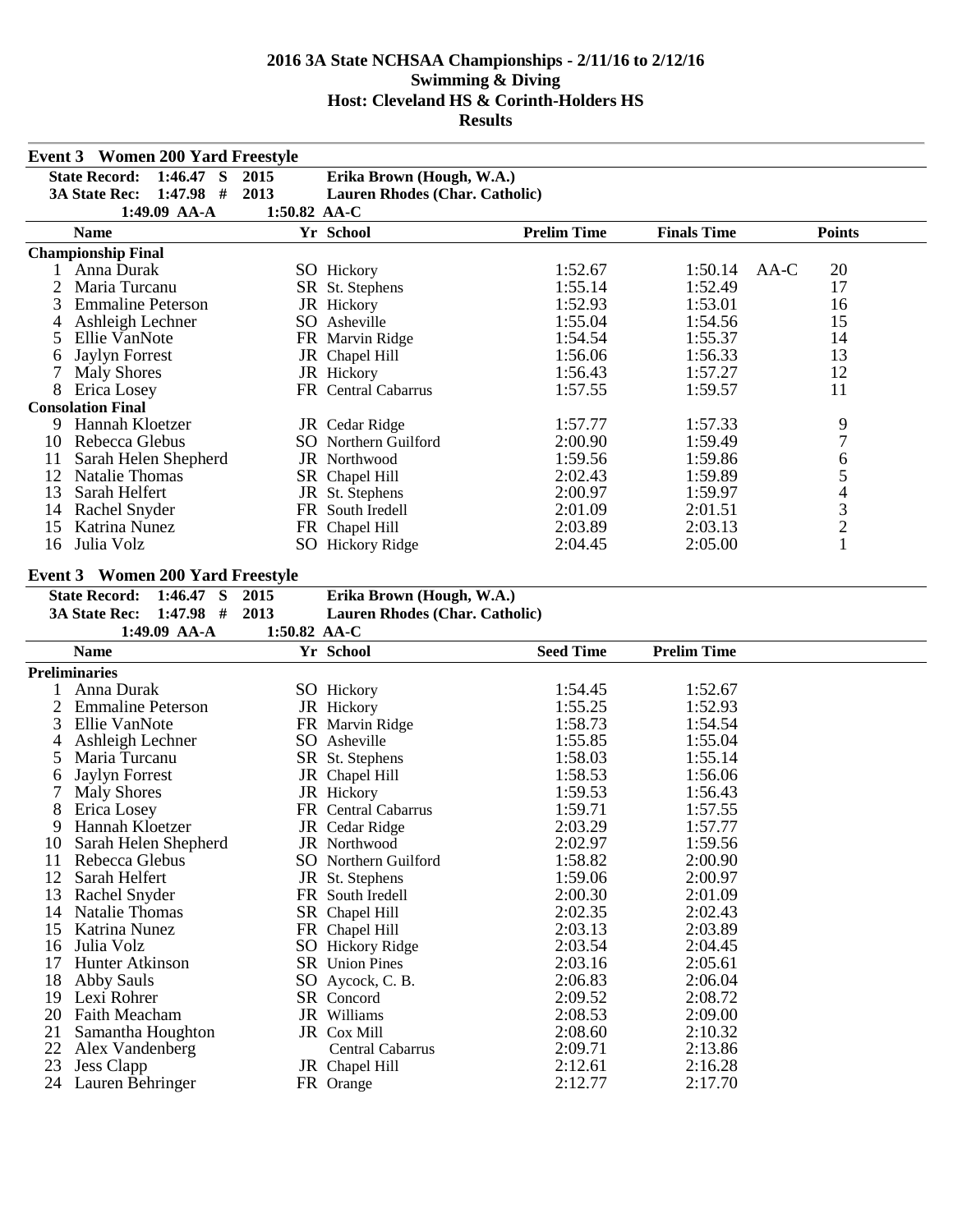# 2016 3A State NCHSAA Championships - 2/11/16 to 2/12/16
## Swimming & Diving
## Host: Cleveland HS & Corinth-Holders HS
## Results

### Event 3 Women 200 Yard Freestyle

| | | | |
|---|---|---|---|
| **State Record:** | **1:46.47 S** | **2015** | **Erika Brown (Hough, W.A.)** |
| **3A State Rec:** | **1:47.98 #** | **2013** | **Lauren Rhodes (Char. Catholic)** |
| | **1:49.09 AA-A** | **1:50.82 AA-C** | |

| | Name | Yr | School | Prelim Time | Finals Time | | Points |
|---|---|---|---|---|---|---|---|
| **Championship Final** | | | | | | | |
| 1 | Anna Durak | SO | Hickory | 1:52.67 | 1:50.14 | AA-C | 20 |
| 2 | Maria Turcanu | SR | St. Stephens | 1:55.14 | 1:52.49 | | 17 |
| 3 | Emmaline Peterson | JR | Hickory | 1:52.93 | 1:53.01 | | 16 |
| 4 | Ashleigh Lechner | SO | Asheville | 1:55.04 | 1:54.56 | | 15 |
| 5 | Ellie VanNote | FR | Marvin Ridge | 1:54.54 | 1:55.37 | | 14 |
| 6 | Jaylyn Forrest | JR | Chapel Hill | 1:56.06 | 1:56.33 | | 13 |
| 7 | Maly Shores | JR | Hickory | 1:56.43 | 1:57.27 | | 12 |
| 8 | Erica Losey | FR | Central Cabarrus | 1:57.55 | 1:59.57 | | 11 |
| **Consolation Final** | | | | | | | |
| 9 | Hannah Kloetzer | JR | Cedar Ridge | 1:57.77 | 1:57.33 | | 9 |
| 10 | Rebecca Glebus | SO | Northern Guilford | 2:00.90 | 1:59.49 | | 7 |
| 11 | Sarah Helen Shepherd | JR | Northwood | 1:59.56 | 1:59.86 | | 6 |
| 12 | Natalie Thomas | SR | Chapel Hill | 2:02.43 | 1:59.89 | | 5 |
| 13 | Sarah Helfert | JR | St. Stephens | 2:00.97 | 1:59.97 | | 4 |
| 14 | Rachel Snyder | FR | South Iredell | 2:01.09 | 2:01.51 | | 3 |
| 15 | Katrina Nunez | FR | Chapel Hill | 2:03.89 | 2:03.13 | | 2 |
| 16 | Julia Volz | SO | Hickory Ridge | 2:04.45 | 2:05.00 | | 1 |

### Event 3 Women 200 Yard Freestyle

| | | | |
|---|---|---|---|
| **State Record:** | **1:46.47 S** | **2015** | **Erika Brown (Hough, W.A.)** |
| **3A State Rec:** | **1:47.98 #** | **2013** | **Lauren Rhodes (Char. Catholic)** |
| | **1:49.09 AA-A** | **1:50.82 AA-C** | |

| | Name | Yr | School | Seed Time | Prelim Time |
|---|---|---|---|---|---|
| **Preliminaries** | | | | | |
| 1 | Anna Durak | SO | Hickory | 1:54.45 | 1:52.67 |
| 2 | Emmaline Peterson | JR | Hickory | 1:55.25 | 1:52.93 |
| 3 | Ellie VanNote | FR | Marvin Ridge | 1:58.73 | 1:54.54 |
| 4 | Ashleigh Lechner | SO | Asheville | 1:55.85 | 1:55.04 |
| 5 | Maria Turcanu | SR | St. Stephens | 1:58.03 | 1:55.14 |
| 6 | Jaylyn Forrest | JR | Chapel Hill | 1:58.53 | 1:56.06 |
| 7 | Maly Shores | JR | Hickory | 1:59.53 | 1:56.43 |
| 8 | Erica Losey | FR | Central Cabarrus | 1:59.71 | 1:57.55 |
| 9 | Hannah Kloetzer | JR | Cedar Ridge | 2:03.29 | 1:57.77 |
| 10 | Sarah Helen Shepherd | JR | Northwood | 2:02.97 | 1:59.56 |
| 11 | Rebecca Glebus | SO | Northern Guilford | 1:58.82 | 2:00.90 |
| 12 | Sarah Helfert | JR | St. Stephens | 1:59.06 | 2:00.97 |
| 13 | Rachel Snyder | FR | South Iredell | 2:00.30 | 2:01.09 |
| 14 | Natalie Thomas | SR | Chapel Hill | 2:02.35 | 2:02.43 |
| 15 | Katrina Nunez | FR | Chapel Hill | 2:03.13 | 2:03.89 |
| 16 | Julia Volz | SO | Hickory Ridge | 2:03.54 | 2:04.45 |
| 17 | Hunter Atkinson | SR | Union Pines | 2:03.16 | 2:05.61 |
| 18 | Abby Sauls | SO | Aycock, C. B. | 2:06.83 | 2:06.04 |
| 19 | Lexi Rohrer | SR | Concord | 2:09.52 | 2:08.72 |
| 20 | Faith Meacham | JR | Williams | 2:08.53 | 2:09.00 |
| 21 | Samantha Houghton | JR | Cox Mill | 2:08.60 | 2:10.32 |
| 22 | Alex Vandenberg | | Central Cabarrus | 2:09.71 | 2:13.86 |
| 23 | Jess Clapp | JR | Chapel Hill | 2:12.61 | 2:16.28 |
| 24 | Lauren Behringer | FR | Orange | 2:12.77 | 2:17.70 |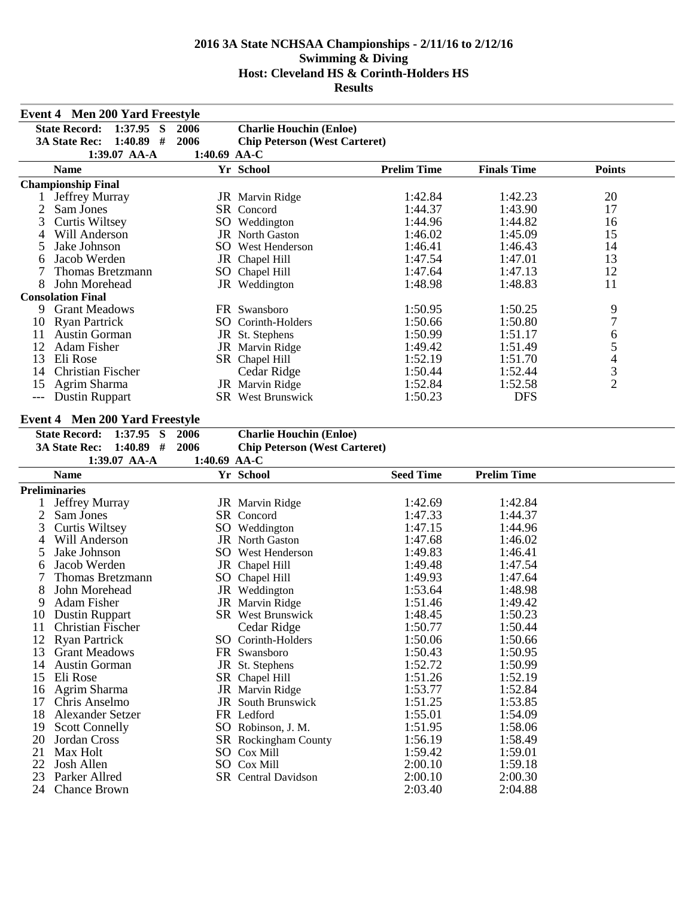# 2016 3A State NCHSAA Championships - 2/11/16 to 2/12/16
## Swimming & Diving
## Host: Cleveland HS & Corinth-Holders HS
## Results

### Event 4 Men 200 Yard Freestyle

**State Record: 1:37.95 S 2006 Charlie Houchin (Enloe)**
**3A State Rec: 1:40.89 # 2006 Chip Peterson (West Carteret)**
**1:39.07 AA-A 1:40.69 AA-C**

| | Name | Yr | School | Prelim Time | Finals Time | Points |
|---|---|---|---|---|---|---|
| **Championship Final** | | | | | | |
| 1 | Jeffrey Murray | JR | Marvin Ridge | 1:42.84 | 1:42.23 | 20 |
| 2 | Sam Jones | SR | Concord | 1:44.37 | 1:43.90 | 17 |
| 3 | Curtis Wiltsey | SO | Weddington | 1:44.96 | 1:44.82 | 16 |
| 4 | Will Anderson | JR | North Gaston | 1:46.02 | 1:45.09 | 15 |
| 5 | Jake Johnson | SO | West Henderson | 1:46.41 | 1:46.43 | 14 |
| 6 | Jacob Werden | JR | Chapel Hill | 1:47.54 | 1:47.01 | 13 |
| 7 | Thomas Bretzmann | SO | Chapel Hill | 1:47.64 | 1:47.13 | 12 |
| 8 | John Morehead | JR | Weddington | 1:48.98 | 1:48.83 | 11 |
| **Consolation Final** | | | | | | |
| 9 | Grant Meadows | FR | Swansboro | 1:50.95 | 1:50.25 | 9 |
| 10 | Ryan Partrick | SO | Corinth-Holders | 1:50.66 | 1:50.80 | 7 |
| 11 | Austin Gorman | JR | St. Stephens | 1:50.99 | 1:51.17 | 6 |
| 12 | Adam Fisher | JR | Marvin Ridge | 1:49.42 | 1:51.49 | 5 |
| 13 | Eli Rose | SR | Chapel Hill | 1:52.19 | 1:51.70 | 4 |
| 14 | Christian Fischer | | Cedar Ridge | 1:50.44 | 1:52.44 | 3 |
| 15 | Agrim Sharma | JR | Marvin Ridge | 1:52.84 | 1:52.58 | 2 |
| --- | Dustin Ruppart | SR | West Brunswick | 1:50.23 | DFS | |

### Event 4 Men 200 Yard Freestyle

**State Record: 1:37.95 S 2006 Charlie Houchin (Enloe)**
**3A State Rec: 1:40.89 # 2006 Chip Peterson (West Carteret)**
**1:39.07 AA-A 1:40.69 AA-C**

| | Name | Yr | School | Seed Time | Prelim Time |
|---|---|---|---|---|---|
| **Preliminaries** | | | | | |
| 1 | Jeffrey Murray | JR | Marvin Ridge | 1:42.69 | 1:42.84 |
| 2 | Sam Jones | SR | Concord | 1:47.33 | 1:44.37 |
| 3 | Curtis Wiltsey | SO | Weddington | 1:47.15 | 1:44.96 |
| 4 | Will Anderson | JR | North Gaston | 1:47.68 | 1:46.02 |
| 5 | Jake Johnson | SO | West Henderson | 1:49.83 | 1:46.41 |
| 6 | Jacob Werden | JR | Chapel Hill | 1:49.48 | 1:47.54 |
| 7 | Thomas Bretzmann | SO | Chapel Hill | 1:49.93 | 1:47.64 |
| 8 | John Morehead | JR | Weddington | 1:53.64 | 1:48.98 |
| 9 | Adam Fisher | JR | Marvin Ridge | 1:51.46 | 1:49.42 |
| 10 | Dustin Ruppart | SR | West Brunswick | 1:48.45 | 1:50.23 |
| 11 | Christian Fischer | | Cedar Ridge | 1:50.77 | 1:50.44 |
| 12 | Ryan Partrick | SO | Corinth-Holders | 1:50.06 | 1:50.66 |
| 13 | Grant Meadows | FR | Swansboro | 1:50.43 | 1:50.95 |
| 14 | Austin Gorman | JR | St. Stephens | 1:52.72 | 1:50.99 |
| 15 | Eli Rose | SR | Chapel Hill | 1:51.26 | 1:52.19 |
| 16 | Agrim Sharma | JR | Marvin Ridge | 1:53.77 | 1:52.84 |
| 17 | Chris Anselmo | JR | South Brunswick | 1:51.25 | 1:53.85 |
| 18 | Alexander Setzer | FR | Ledford | 1:55.01 | 1:54.09 |
| 19 | Scott Connelly | SO | Robinson, J. M. | 1:51.95 | 1:58.06 |
| 20 | Jordan Cross | SR | Rockingham County | 1:56.19 | 1:58.49 |
| 21 | Max Holt | SO | Cox Mill | 1:59.42 | 1:59.01 |
| 22 | Josh Allen | SO | Cox Mill | 2:00.10 | 1:59.18 |
| 23 | Parker Allred | SR | Central Davidson | 2:00.10 | 2:00.30 |
| 24 | Chance Brown | | | 2:03.40 | 2:04.88 |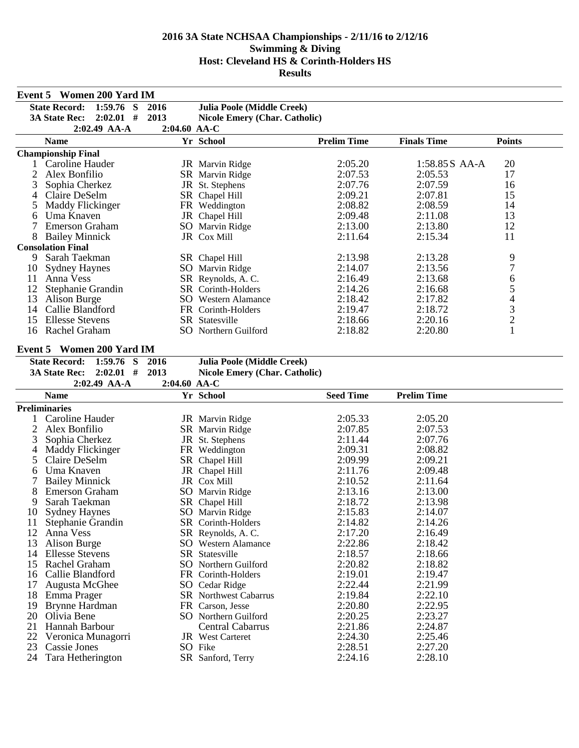# 2016 3A State NCHSAA Championships - 2/11/16 to 2/12/16
## Swimming & Diving
## Host: Cleveland HS & Corinth-Holders HS
## Results

### Event 5 Women 200 Yard IM

State Record: 1:59.76 S 2016 Julia Poole (Middle Creek)
3A State Rec: 2:02.01 # 2013 Nicole Emery (Char. Catholic)
2:02.49 AA-A 2:04.60 AA-C

| | Name | Yr | School | Prelim Time | Finals Time | Points |
|---|---|---|---|---|---|---|
| **Championship Final** | | | | | | |
| 1 | Caroline Hauder | JR | Marvin Ridge | 2:05.20 | 1:58.85 S AA-A | 20 |
| 2 | Alex Bonfilio | SR | Marvin Ridge | 2:07.53 | 2:05.53 | 17 |
| 3 | Sophia Cherkez | JR | St. Stephens | 2:07.76 | 2:07.59 | 16 |
| 4 | Claire DeSelm | SR | Chapel Hill | 2:09.21 | 2:07.81 | 15 |
| 5 | Maddy Flickinger | FR | Weddington | 2:08.82 | 2:08.59 | 14 |
| 6 | Uma Knaven | JR | Chapel Hill | 2:09.48 | 2:11.08 | 13 |
| 7 | Emerson Graham | SO | Marvin Ridge | 2:13.00 | 2:13.80 | 12 |
| 8 | Bailey Minnick | JR | Cox Mill | 2:11.64 | 2:15.34 | 11 |
| **Consolation Final** | | | | | | |
| 9 | Sarah Taekman | SR | Chapel Hill | 2:13.98 | 2:13.28 | 9 |
| 10 | Sydney Haynes | SO | Marvin Ridge | 2:14.07 | 2:13.56 | 7 |
| 11 | Anna Vess | SR | Reynolds, A. C. | 2:16.49 | 2:13.68 | 6 |
| 12 | Stephanie Grandin | SR | Corinth-Holders | 2:14.26 | 2:16.68 | 5 |
| 13 | Alison Burge | SO | Western Alamance | 2:18.42 | 2:17.82 | 4 |
| 14 | Callie Blandford | FR | Corinth-Holders | 2:19.47 | 2:18.72 | 3 |
| 15 | Ellesse Stevens | SR | Statesville | 2:18.66 | 2:20.16 | 2 |
| 16 | Rachel Graham | SO | Northern Guilford | 2:18.82 | 2:20.80 | 1 |

### Event 5 Women 200 Yard IM

State Record: 1:59.76 S 2016 Julia Poole (Middle Creek)
3A State Rec: 2:02.01 # 2013 Nicole Emery (Char. Catholic)
2:02.49 AA-A 2:04.60 AA-C

| | Name | Yr | School | Seed Time | Prelim Time |
|---|---|---|---|---|---|
| **Preliminaries** | | | | | |
| 1 | Caroline Hauder | JR | Marvin Ridge | 2:05.33 | 2:05.20 |
| 2 | Alex Bonfilio | SR | Marvin Ridge | 2:07.85 | 2:07.53 |
| 3 | Sophia Cherkez | JR | St. Stephens | 2:11.44 | 2:07.76 |
| 4 | Maddy Flickinger | FR | Weddington | 2:09.31 | 2:08.82 |
| 5 | Claire DeSelm | SR | Chapel Hill | 2:09.99 | 2:09.21 |
| 6 | Uma Knaven | JR | Chapel Hill | 2:11.76 | 2:09.48 |
| 7 | Bailey Minnick | JR | Cox Mill | 2:10.52 | 2:11.64 |
| 8 | Emerson Graham | SO | Marvin Ridge | 2:13.16 | 2:13.00 |
| 9 | Sarah Taekman | SR | Chapel Hill | 2:18.72 | 2:13.98 |
| 10 | Sydney Haynes | SO | Marvin Ridge | 2:15.83 | 2:14.07 |
| 11 | Stephanie Grandin | SR | Corinth-Holders | 2:14.82 | 2:14.26 |
| 12 | Anna Vess | SR | Reynolds, A. C. | 2:17.20 | 2:16.49 |
| 13 | Alison Burge | SO | Western Alamance | 2:22.86 | 2:18.42 |
| 14 | Ellesse Stevens | SR | Statesville | 2:18.57 | 2:18.66 |
| 15 | Rachel Graham | SO | Northern Guilford | 2:20.82 | 2:18.82 |
| 16 | Callie Blandford | FR | Corinth-Holders | 2:19.01 | 2:19.47 |
| 17 | Augusta McGhee | SO | Cedar Ridge | 2:22.44 | 2:21.99 |
| 18 | Emma Prager | SR | Northwest Cabarrus | 2:19.84 | 2:22.10 |
| 19 | Brynne Hardman | FR | Carson, Jesse | 2:20.80 | 2:22.95 |
| 20 | Olivia Bene | SO | Northern Guilford | 2:20.25 | 2:23.27 |
| 21 | Hannah Barbour | | Central Cabarrus | 2:21.86 | 2:24.87 |
| 22 | Veronica Munagorri | JR | West Carteret | 2:24.30 | 2:25.46 |
| 23 | Cassie Jones | SO | Fike | 2:28.51 | 2:27.20 |
| 24 | Tara Hetherington | SR | Sanford, Terry | 2:24.16 | 2:28.10 |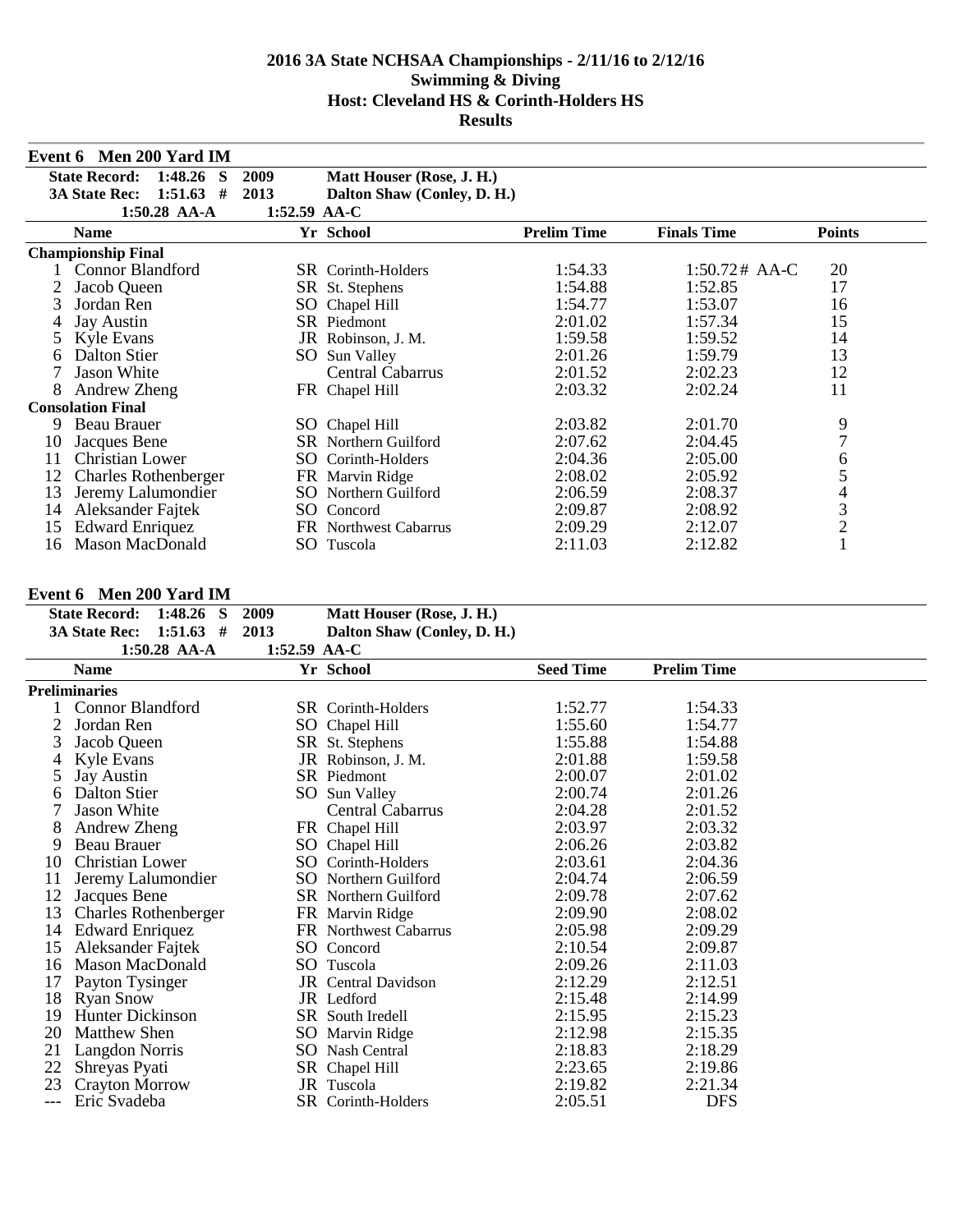# 2016 3A State NCHSAA Championships - 2/11/16 to 2/12/16
## Swimming & Diving
## Host: Cleveland HS & Corinth-Holders HS
## Results

### Event 6 Men 200 Yard IM

| | | | |
|---|---|---|---|
| State Record: | 1:48.26 S | 2009 | Matt Houser (Rose, J. H.) |
| 3A State Rec: | 1:51.63 # | 2013 | Dalton Shaw (Conley, D. H.) |
| | 1:50.28 AA-A | 1:52.59 AA-C | |

| | Name | Yr | School | Prelim Time | Finals Time | Points |
|---|---|---|---|---|---|---|
| **Championship Final** | | | | | | |
| 1 | Connor Blandford | SR | Corinth-Holders | 1:54.33 | 1:50.72# AA-C | 20 |
| 2 | Jacob Queen | SR | St. Stephens | 1:54.88 | 1:52.85 | 17 |
| 3 | Jordan Ren | SO | Chapel Hill | 1:54.77 | 1:53.07 | 16 |
| 4 | Jay Austin | SR | Piedmont | 2:01.02 | 1:57.34 | 15 |
| 5 | Kyle Evans | JR | Robinson, J. M. | 1:59.58 | 1:59.52 | 14 |
| 6 | Dalton Stier | SO | Sun Valley | 2:01.26 | 1:59.79 | 13 |
| 7 | Jason White | | Central Cabarrus | 2:01.52 | 2:02.23 | 12 |
| 8 | Andrew Zheng | FR | Chapel Hill | 2:03.32 | 2:02.24 | 11 |
| **Consolation Final** | | | | | | |
| 9 | Beau Brauer | SO | Chapel Hill | 2:03.82 | 2:01.70 | 9 |
| 10 | Jacques Bene | SR | Northern Guilford | 2:07.62 | 2:04.45 | 7 |
| 11 | Christian Lower | SO | Corinth-Holders | 2:04.36 | 2:05.00 | 6 |
| 12 | Charles Rothenberger | FR | Marvin Ridge | 2:08.02 | 2:05.92 | 5 |
| 13 | Jeremy Lalumondier | SO | Northern Guilford | 2:06.59 | 2:08.37 | 4 |
| 14 | Aleksander Fajtek | SO | Concord | 2:09.87 | 2:08.92 | 3 |
| 15 | Edward Enriquez | FR | Northwest Cabarrus | 2:09.29 | 2:12.07 | 2 |
| 16 | Mason MacDonald | SO | Tuscola | 2:11.03 | 2:12.82 | 1 |

### Event 6 Men 200 Yard IM

| | | | |
|---|---|---|---|
| State Record: | 1:48.26 S | 2009 | Matt Houser (Rose, J. H.) |
| 3A State Rec: | 1:51.63 # | 2013 | Dalton Shaw (Conley, D. H.) |
| | 1:50.28 AA-A | 1:52.59 AA-C | |

| | Name | Yr | School | Seed Time | Prelim Time |
|---|---|---|---|---|---|
| **Preliminaries** | | | | | |
| 1 | Connor Blandford | SR | Corinth-Holders | 1:52.77 | 1:54.33 |
| 2 | Jordan Ren | SO | Chapel Hill | 1:55.60 | 1:54.77 |
| 3 | Jacob Queen | SR | St. Stephens | 1:55.88 | 1:54.88 |
| 4 | Kyle Evans | JR | Robinson, J. M. | 2:01.88 | 1:59.58 |
| 5 | Jay Austin | SR | Piedmont | 2:00.07 | 2:01.02 |
| 6 | Dalton Stier | SO | Sun Valley | 2:00.74 | 2:01.26 |
| 7 | Jason White | | Central Cabarrus | 2:04.28 | 2:01.52 |
| 8 | Andrew Zheng | FR | Chapel Hill | 2:03.97 | 2:03.32 |
| 9 | Beau Brauer | SO | Chapel Hill | 2:06.26 | 2:03.82 |
| 10 | Christian Lower | SO | Corinth-Holders | 2:03.61 | 2:04.36 |
| 11 | Jeremy Lalumondier | SO | Northern Guilford | 2:04.74 | 2:06.59 |
| 12 | Jacques Bene | SR | Northern Guilford | 2:09.78 | 2:07.62 |
| 13 | Charles Rothenberger | FR | Marvin Ridge | 2:09.90 | 2:08.02 |
| 14 | Edward Enriquez | FR | Northwest Cabarrus | 2:05.98 | 2:09.29 |
| 15 | Aleksander Fajtek | SO | Concord | 2:10.54 | 2:09.87 |
| 16 | Mason MacDonald | SO | Tuscola | 2:09.26 | 2:11.03 |
| 17 | Payton Tysinger | JR | Central Davidson | 2:12.29 | 2:12.51 |
| 18 | Ryan Snow | JR | Ledford | 2:15.48 | 2:14.99 |
| 19 | Hunter Dickinson | SR | South Iredell | 2:15.95 | 2:15.23 |
| 20 | Matthew Shen | SO | Marvin Ridge | 2:12.98 | 2:15.35 |
| 21 | Langdon Norris | SO | Nash Central | 2:18.83 | 2:18.29 |
| 22 | Shreyas Pyati | SR | Chapel Hill | 2:23.65 | 2:19.86 |
| 23 | Crayton Morrow | JR | Tuscola | 2:19.82 | 2:21.34 |
| --- | Eric Svadeba | SR | Corinth-Holders | 2:05.51 | DFS |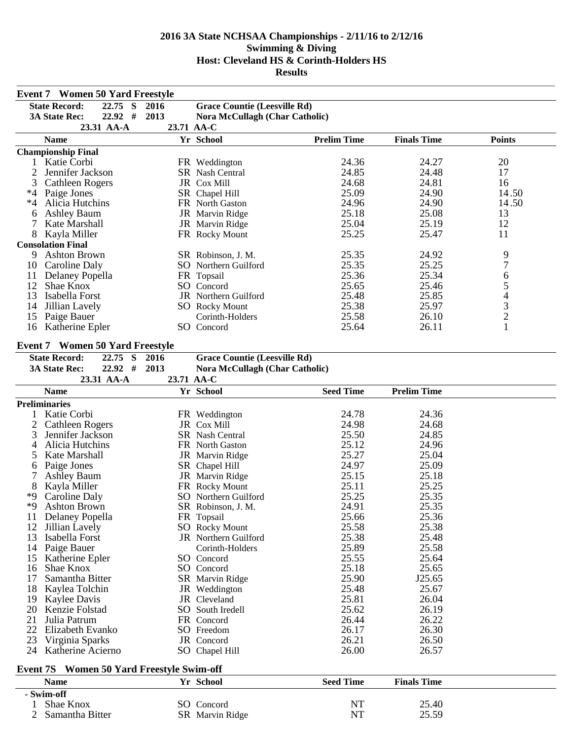# 2016 3A State NCHSAA Championships - 2/11/16 to 2/12/16
## Swimming & Diving
## Host: Cleveland HS & Corinth-Holders HS
## Results

### Event 7 Women 50 Yard Freestyle

| | | | |
|---|---|---|---|
| State Record: | 22.75 S | 2016 | Grace Countie (Leesville Rd) |
| 3A State Rec: | 22.92 # | 2013 | Nora McCullagh (Char Catholic) |
| | 23.31 AA-A | 23.71 AA-C | |

| | Name | Yr | School | Prelim Time | Finals Time | Points |
|---|---|---|---|---|---|---|
| **Championship Final** | | | | | | |
| 1 | Katie Corbi | FR | Weddington | 24.36 | 24.27 | 20 |
| 2 | Jennifer Jackson | SR | Nash Central | 24.85 | 24.48 | 17 |
| 3 | Cathleen Rogers | JR | Cox Mill | 24.68 | 24.81 | 16 |
| *4 | Paige Jones | SR | Chapel Hill | 25.09 | 24.90 | 14.50 |
| *4 | Alicia Hutchins | FR | North Gaston | 24.96 | 24.90 | 14.50 |
| 6 | Ashley Baum | JR | Marvin Ridge | 25.18 | 25.08 | 13 |
| 7 | Kate Marshall | JR | Marvin Ridge | 25.04 | 25.19 | 12 |
| 8 | Kayla Miller | FR | Rocky Mount | 25.25 | 25.47 | 11 |
| **Consolation Final** | | | | | | |
| 9 | Ashton Brown | SR | Robinson, J. M. | 25.35 | 24.92 | 9 |
| 10 | Caroline Daly | SO | Northern Guilford | 25.35 | 25.25 | 7 |
| 11 | Delaney Popella | FR | Topsail | 25.36 | 25.34 | 6 |
| 12 | Shae Knox | SO | Concord | 25.65 | 25.46 | 5 |
| 13 | Isabella Forst | JR | Northern Guilford | 25.48 | 25.85 | 4 |
| 14 | Jillian Lavely | SO | Rocky Mount | 25.38 | 25.97 | 3 |
| 15 | Paige Bauer | | Corinth-Holders | 25.58 | 26.10 | 2 |
| 16 | Katherine Epler | SO | Concord | 25.64 | 26.11 | 1 |

### Event 7 Women 50 Yard Freestyle

| | | | |
|---|---|---|---|
| State Record: | 22.75 S | 2016 | Grace Countie (Leesville Rd) |
| 3A State Rec: | 22.92 # | 2013 | Nora McCullagh (Char Catholic) |
| | 23.31 AA-A | 23.71 AA-C | |

| | Name | Yr | School | Seed Time | Prelim Time |
|---|---|---|---|---|---|
| **Preliminaries** | | | | | |
| 1 | Katie Corbi | FR | Weddington | 24.78 | 24.36 |
| 2 | Cathleen Rogers | JR | Cox Mill | 24.98 | 24.68 |
| 3 | Jennifer Jackson | SR | Nash Central | 25.50 | 24.85 |
| 4 | Alicia Hutchins | FR | North Gaston | 25.12 | 24.96 |
| 5 | Kate Marshall | JR | Marvin Ridge | 25.27 | 25.04 |
| 6 | Paige Jones | SR | Chapel Hill | 24.97 | 25.09 |
| 7 | Ashley Baum | JR | Marvin Ridge | 25.15 | 25.18 |
| 8 | Kayla Miller | FR | Rocky Mount | 25.11 | 25.25 |
| *9 | Caroline Daly | SO | Northern Guilford | 25.25 | 25.35 |
| *9 | Ashton Brown | SR | Robinson, J. M. | 24.91 | 25.35 |
| 11 | Delaney Popella | FR | Topsail | 25.66 | 25.36 |
| 12 | Jillian Lavely | SO | Rocky Mount | 25.58 | 25.38 |
| 13 | Isabella Forst | JR | Northern Guilford | 25.38 | 25.48 |
| 14 | Paige Bauer | | Corinth-Holders | 25.89 | 25.58 |
| 15 | Katherine Epler | SO | Concord | 25.55 | 25.64 |
| 16 | Shae Knox | SO | Concord | 25.18 | 25.65 |
| 17 | Samantha Bitter | SR | Marvin Ridge | 25.90 | J25.65 |
| 18 | Kaylea Tolchin | JR | Weddington | 25.48 | 25.67 |
| 19 | Kaylee Davis | JR | Cleveland | 25.81 | 26.04 |
| 20 | Kenzie Folstad | SO | South Iredell | 25.62 | 26.19 |
| 21 | Julia Patrum | FR | Concord | 26.44 | 26.22 |
| 22 | Elizabeth Evanko | SO | Freedom | 26.17 | 26.30 |
| 23 | Virginia Sparks | JR | Concord | 26.21 | 26.50 |
| 24 | Katherine Acierno | SO | Chapel Hill | 26.00 | 26.57 |

### Event 7S Women 50 Yard Freestyle Swim-off

| | Name | Yr | School | Seed Time | Finals Time |
|---|---|---|---|---|---|
| **- Swim-off** | | | | | |
| 1 | Shae Knox | SO | Concord | NT | 25.40 |
| 2 | Samantha Bitter | SR | Marvin Ridge | NT | 25.59 |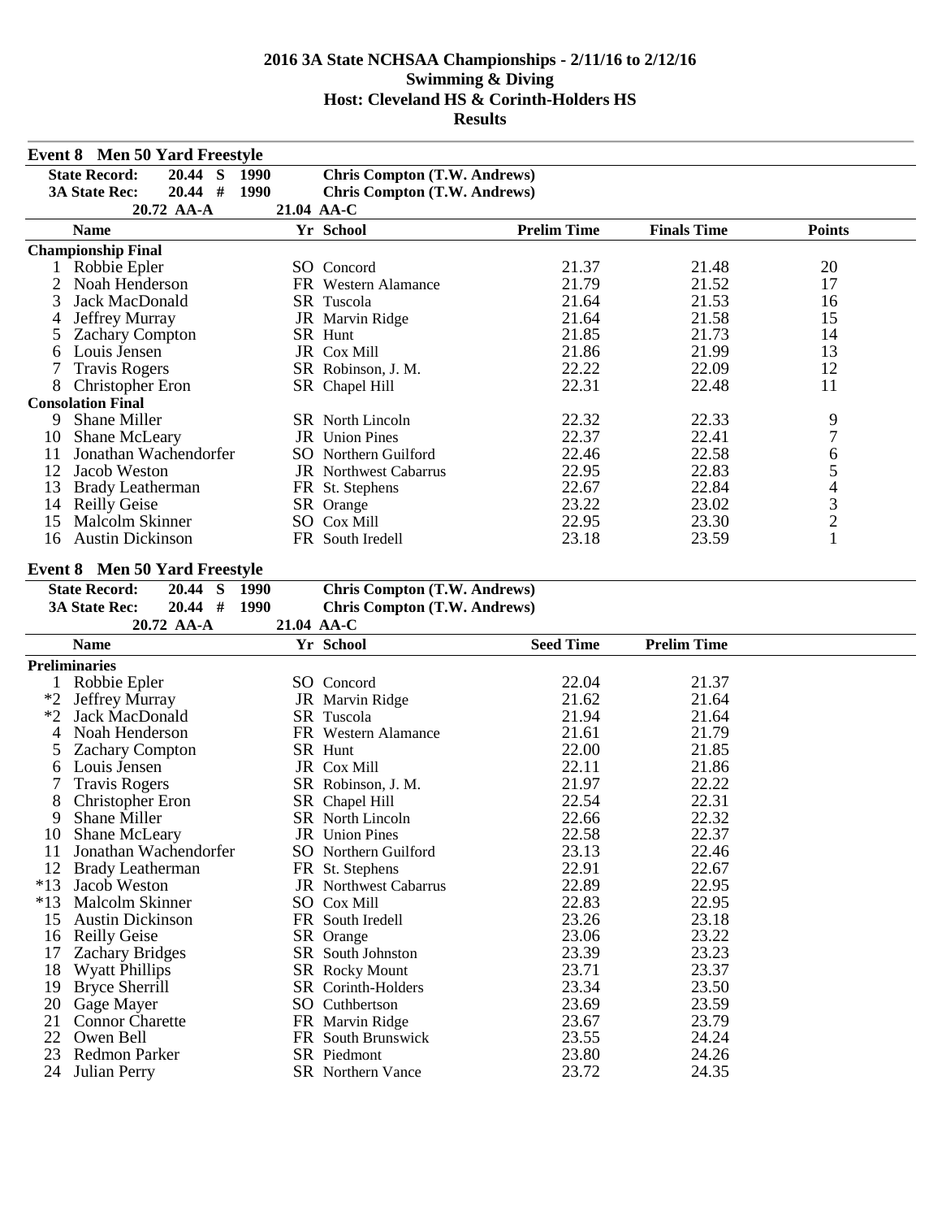# 2016 3A State NCHSAA Championships - 2/11/16 to 2/12/16
## Swimming & Diving
## Host: Cleveland HS & Corinth-Holders HS
## Results

### Event 8 Men 50 Yard Freestyle

| | | | |
|---|---|---|---|
| State Record: | 20.44 S | 1990 | Chris Compton (T.W. Andrews) |
| 3A State Rec: | 20.44 # | 1990 | Chris Compton (T.W. Andrews) |
| | 20.72 AA-A | 21.04 AA-C | |

| | Name | Yr | School | Prelim Time | Finals Time | Points |
|---|---|---|---|---|---|---|
| **Championship Final** | | | | | | |
| 1 | Robbie Epler | SO | Concord | 21.37 | 21.48 | 20 |
| 2 | Noah Henderson | FR | Western Alamance | 21.79 | 21.52 | 17 |
| 3 | Jack MacDonald | SR | Tuscola | 21.64 | 21.53 | 16 |
| 4 | Jeffrey Murray | JR | Marvin Ridge | 21.64 | 21.58 | 15 |
| 5 | Zachary Compton | SR | Hunt | 21.85 | 21.73 | 14 |
| 6 | Louis Jensen | JR | Cox Mill | 21.86 | 21.99 | 13 |
| 7 | Travis Rogers | SR | Robinson, J. M. | 22.22 | 22.09 | 12 |
| 8 | Christopher Eron | SR | Chapel Hill | 22.31 | 22.48 | 11 |
| **Consolation Final** | | | | | | |
| 9 | Shane Miller | SR | North Lincoln | 22.32 | 22.33 | 9 |
| 10 | Shane McLeary | JR | Union Pines | 22.37 | 22.41 | 7 |
| 11 | Jonathan Wachendorfer | SO | Northern Guilford | 22.46 | 22.58 | 6 |
| 12 | Jacob Weston | JR | Northwest Cabarrus | 22.95 | 22.83 | 5 |
| 13 | Brady Leatherman | FR | St. Stephens | 22.67 | 22.84 | 4 |
| 14 | Reilly Geise | SR | Orange | 23.22 | 23.02 | 3 |
| 15 | Malcolm Skinner | SO | Cox Mill | 22.95 | 23.30 | 2 |
| 16 | Austin Dickinson | FR | South Iredell | 23.18 | 23.59 | 1 |

### Event 8 Men 50 Yard Freestyle

| | | | |
|---|---|---|---|
| State Record: | 20.44 S | 1990 | Chris Compton (T.W. Andrews) |
| 3A State Rec: | 20.44 # | 1990 | Chris Compton (T.W. Andrews) |
| | 20.72 AA-A | 21.04 AA-C | |

| | Name | Yr | School | Seed Time | Prelim Time |
|---|---|---|---|---|---|
| **Preliminaries** | | | | | |
| 1 | Robbie Epler | SO | Concord | 22.04 | 21.37 |
| *2 | Jeffrey Murray | JR | Marvin Ridge | 21.62 | 21.64 |
| *2 | Jack MacDonald | SR | Tuscola | 21.94 | 21.64 |
| 4 | Noah Henderson | FR | Western Alamance | 21.61 | 21.79 |
| 5 | Zachary Compton | SR | Hunt | 22.00 | 21.85 |
| 6 | Louis Jensen | JR | Cox Mill | 22.11 | 21.86 |
| 7 | Travis Rogers | SR | Robinson, J. M. | 21.97 | 22.22 |
| 8 | Christopher Eron | SR | Chapel Hill | 22.54 | 22.31 |
| 9 | Shane Miller | SR | North Lincoln | 22.66 | 22.32 |
| 10 | Shane McLeary | JR | Union Pines | 22.58 | 22.37 |
| 11 | Jonathan Wachendorfer | SO | Northern Guilford | 23.13 | 22.46 |
| 12 | Brady Leatherman | FR | St. Stephens | 22.91 | 22.67 |
| *13 | Jacob Weston | JR | Northwest Cabarrus | 22.89 | 22.95 |
| *13 | Malcolm Skinner | SO | Cox Mill | 22.83 | 22.95 |
| 15 | Austin Dickinson | FR | South Iredell | 23.26 | 23.18 |
| 16 | Reilly Geise | SR | Orange | 23.06 | 23.22 |
| 17 | Zachary Bridges | SR | South Johnston | 23.39 | 23.23 |
| 18 | Wyatt Phillips | SR | Rocky Mount | 23.71 | 23.37 |
| 19 | Bryce Sherrill | SR | Corinth-Holders | 23.34 | 23.50 |
| 20 | Gage Mayer | SO | Cuthbertson | 23.69 | 23.59 |
| 21 | Connor Charette | FR | Marvin Ridge | 23.67 | 23.79 |
| 22 | Owen Bell | FR | South Brunswick | 23.55 | 24.24 |
| 23 | Redmon Parker | SR | Piedmont | 23.80 | 24.26 |
| 24 | Julian Perry | SR | Northern Vance | 23.72 | 24.35 |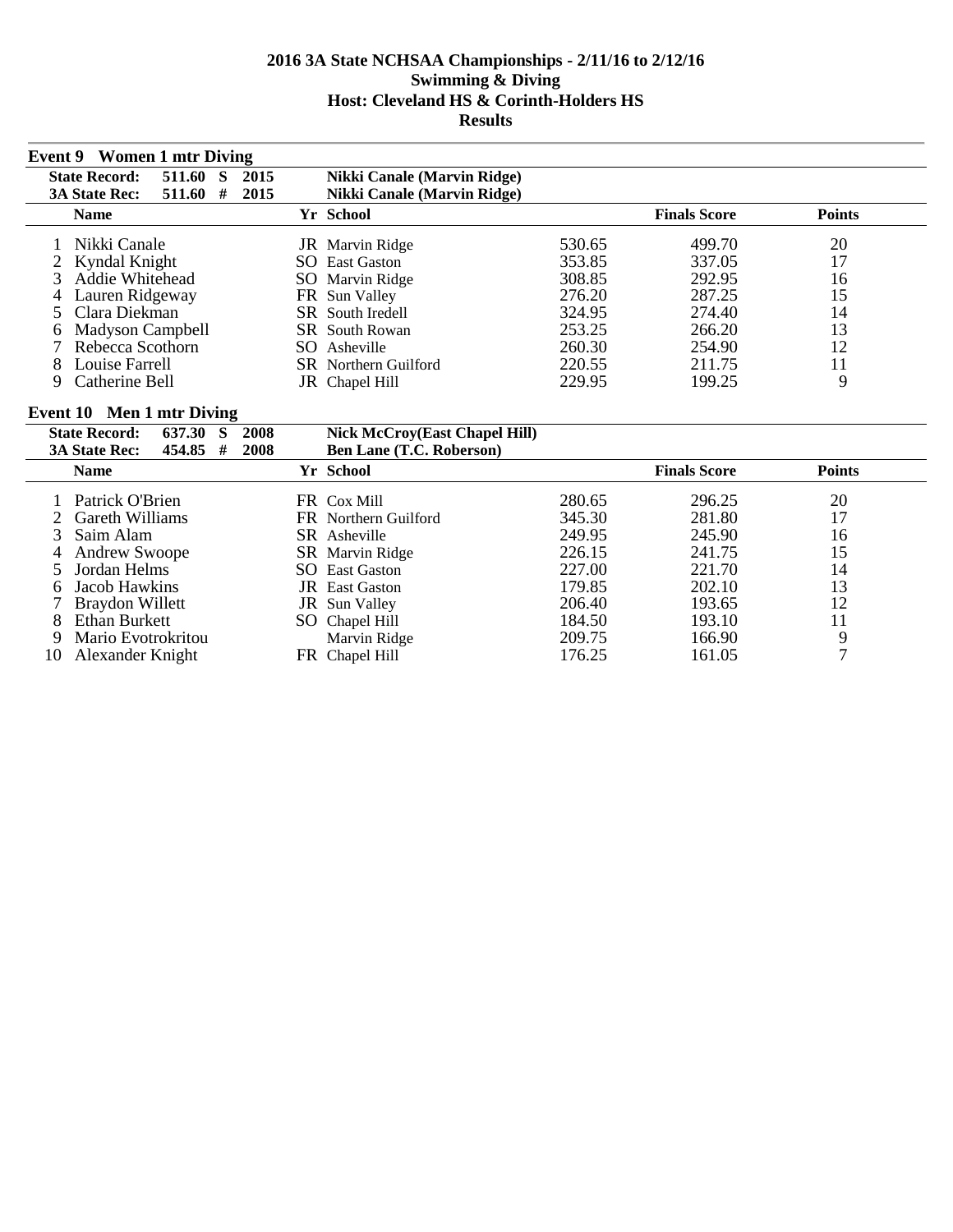# 2016 3A State NCHSAA Championships - 2/11/16 to 2/12/16
## Swimming & Diving
## Host: Cleveland HS & Corinth-Holders HS
## Results

### Event 9 Women 1 mtr Diving

**State Record:** 511.60 S 2015 **Nikki Canale (Marvin Ridge)**
**3A State Rec:** 511.60 # 2015 **Nikki Canale (Marvin Ridge)**

| | Name | Yr | School | | Finals Score | Points |
|---|---|---|---|---|---|---|
| 1 | Nikki Canale | JR | Marvin Ridge | 530.65 | 499.70 | 20 |
| 2 | Kyndal Knight | SO | East Gaston | 353.85 | 337.05 | 17 |
| 3 | Addie Whitehead | SO | Marvin Ridge | 308.85 | 292.95 | 16 |
| 4 | Lauren Ridgeway | FR | Sun Valley | 276.20 | 287.25 | 15 |
| 5 | Clara Diekman | SR | South Iredell | 324.95 | 274.40 | 14 |
| 6 | Madyson Campbell | SR | South Rowan | 253.25 | 266.20 | 13 |
| 7 | Rebecca Scothorn | SO | Asheville | 260.30 | 254.90 | 12 |
| 8 | Louise Farrell | SR | Northern Guilford | 220.55 | 211.75 | 11 |
| 9 | Catherine Bell | JR | Chapel Hill | 229.95 | 199.25 | 9 |

### Event 10 Men 1 mtr Diving

**State Record:** 637.30 S 2008 **Nick McCroy(East Chapel Hill)**
**3A State Rec:** 454.85 # 2008 **Ben Lane (T.C. Roberson)**

| | Name | Yr | School | | Finals Score | Points |
|---|---|---|---|---|---|---|
| 1 | Patrick O'Brien | FR | Cox Mill | 280.65 | 296.25 | 20 |
| 2 | Gareth Williams | FR | Northern Guilford | 345.30 | 281.80 | 17 |
| 3 | Saim Alam | SR | Asheville | 249.95 | 245.90 | 16 |
| 4 | Andrew Swoope | SR | Marvin Ridge | 226.15 | 241.75 | 15 |
| 5 | Jordan Helms | SO | East Gaston | 227.00 | 221.70 | 14 |
| 6 | Jacob Hawkins | JR | East Gaston | 179.85 | 202.10 | 13 |
| 7 | Braydon Willett | JR | Sun Valley | 206.40 | 193.65 | 12 |
| 8 | Ethan Burkett | SO | Chapel Hill | 184.50 | 193.10 | 11 |
| 9 | Mario Evotrokritou | | Marvin Ridge | 209.75 | 166.90 | 9 |
| 10 | Alexander Knight | FR | Chapel Hill | 176.25 | 161.05 | 7 |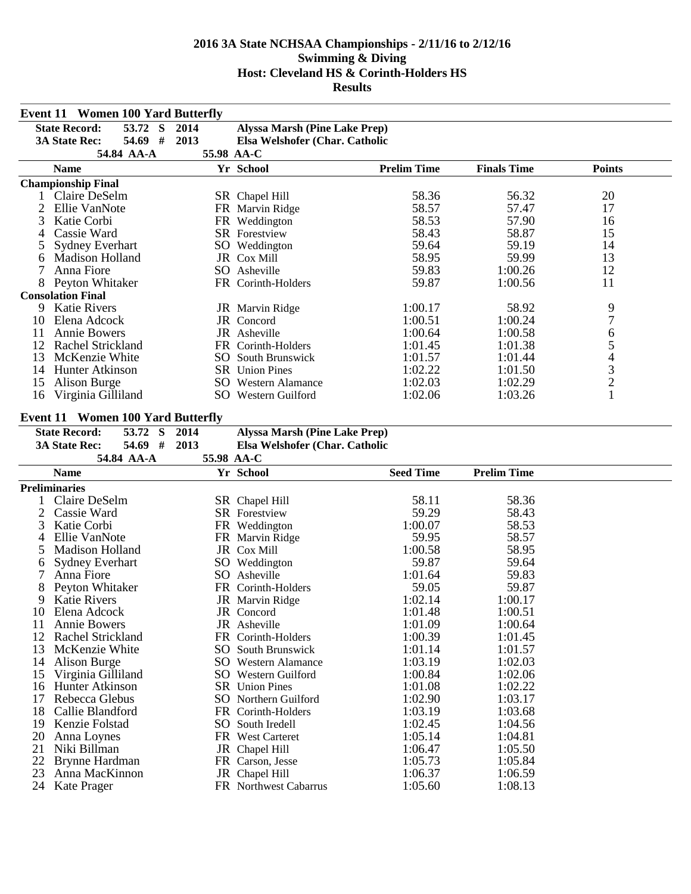# 2016 3A State NCHSAA Championships - 2/11/16 to 2/12/16
## Swimming & Diving
## Host: Cleveland HS & Corinth-Holders HS
## Results

### Event 11 Women 100 Yard Butterfly

| | | | |
|---|---|---|---|
| **State Record:** | **53.72 S** | **2014** | **Alyssa Marsh (Pine Lake Prep)** |
| **3A State Rec:** | **54.69 #** | **2013** | **Elsa Welshofer (Char. Catholic** |
| | **54.84 AA-A** | | **55.98 AA-C** |

| | Name | Yr | School | Prelim Time | Finals Time | Points |
|---|---|---|---|---|---|---|
| **Championship Final** | | | | | | |
| 1 | Claire DeSelm | SR | Chapel Hill | 58.36 | 56.32 | 20 |
| 2 | Ellie VanNote | FR | Marvin Ridge | 58.57 | 57.47 | 17 |
| 3 | Katie Corbi | FR | Weddington | 58.53 | 57.90 | 16 |
| 4 | Cassie Ward | SR | Forestview | 58.43 | 58.87 | 15 |
| 5 | Sydney Everhart | SO | Weddington | 59.64 | 59.19 | 14 |
| 6 | Madison Holland | JR | Cox Mill | 58.95 | 59.99 | 13 |
| 7 | Anna Fiore | SO | Asheville | 59.83 | 1:00.26 | 12 |
| 8 | Peyton Whitaker | FR | Corinth-Holders | 59.87 | 1:00.56 | 11 |
| **Consolation Final** | | | | | | |
| 9 | Katie Rivers | JR | Marvin Ridge | 1:00.17 | 58.92 | 9 |
| 10 | Elena Adcock | JR | Concord | 1:00.51 | 1:00.24 | 7 |
| 11 | Annie Bowers | JR | Asheville | 1:00.64 | 1:00.58 | 6 |
| 12 | Rachel Strickland | FR | Corinth-Holders | 1:01.45 | 1:01.38 | 5 |
| 13 | McKenzie White | SO | South Brunswick | 1:01.57 | 1:01.44 | 4 |
| 14 | Hunter Atkinson | SR | Union Pines | 1:02.22 | 1:01.50 | 3 |
| 15 | Alison Burge | SO | Western Alamance | 1:02.03 | 1:02.29 | 2 |
| 16 | Virginia Gilliland | SO | Western Guilford | 1:02.06 | 1:03.26 | 1 |

### Event 11 Women 100 Yard Butterfly

| | | | |
|---|---|---|---|
| **State Record:** | **53.72 S** | **2014** | **Alyssa Marsh (Pine Lake Prep)** |
| **3A State Rec:** | **54.69 #** | **2013** | **Elsa Welshofer (Char. Catholic** |
| | **54.84 AA-A** | | **55.98 AA-C** |

| | Name | Yr | School | Seed Time | Prelim Time |
|---|---|---|---|---|---|
| **Preliminaries** | | | | | |
| 1 | Claire DeSelm | SR | Chapel Hill | 58.11 | 58.36 |
| 2 | Cassie Ward | SR | Forestview | 59.29 | 58.43 |
| 3 | Katie Corbi | FR | Weddington | 1:00.07 | 58.53 |
| 4 | Ellie VanNote | FR | Marvin Ridge | 59.95 | 58.57 |
| 5 | Madison Holland | JR | Cox Mill | 1:00.58 | 58.95 |
| 6 | Sydney Everhart | SO | Weddington | 59.87 | 59.64 |
| 7 | Anna Fiore | SO | Asheville | 1:01.64 | 59.83 |
| 8 | Peyton Whitaker | FR | Corinth-Holders | 59.05 | 59.87 |
| 9 | Katie Rivers | JR | Marvin Ridge | 1:02.14 | 1:00.17 |
| 10 | Elena Adcock | JR | Concord | 1:01.48 | 1:00.51 |
| 11 | Annie Bowers | JR | Asheville | 1:01.09 | 1:00.64 |
| 12 | Rachel Strickland | FR | Corinth-Holders | 1:00.39 | 1:01.45 |
| 13 | McKenzie White | SO | South Brunswick | 1:01.14 | 1:01.57 |
| 14 | Alison Burge | SO | Western Alamance | 1:03.19 | 1:02.03 |
| 15 | Virginia Gilliland | SO | Western Guilford | 1:00.84 | 1:02.06 |
| 16 | Hunter Atkinson | SR | Union Pines | 1:01.08 | 1:02.22 |
| 17 | Rebecca Glebus | SO | Northern Guilford | 1:02.90 | 1:03.17 |
| 18 | Callie Blandford | FR | Corinth-Holders | 1:03.19 | 1:03.68 |
| 19 | Kenzie Folstad | SO | South Iredell | 1:02.45 | 1:04.56 |
| 20 | Anna Loynes | FR | West Carteret | 1:05.14 | 1:04.81 |
| 21 | Niki Billman | JR | Chapel Hill | 1:06.47 | 1:05.50 |
| 22 | Brynne Hardman | FR | Carson, Jesse | 1:05.73 | 1:05.84 |
| 23 | Anna MacKinnon | JR | Chapel Hill | 1:06.37 | 1:06.59 |
| 24 | Kate Prager | FR | Northwest Cabarrus | 1:05.60 | 1:08.13 |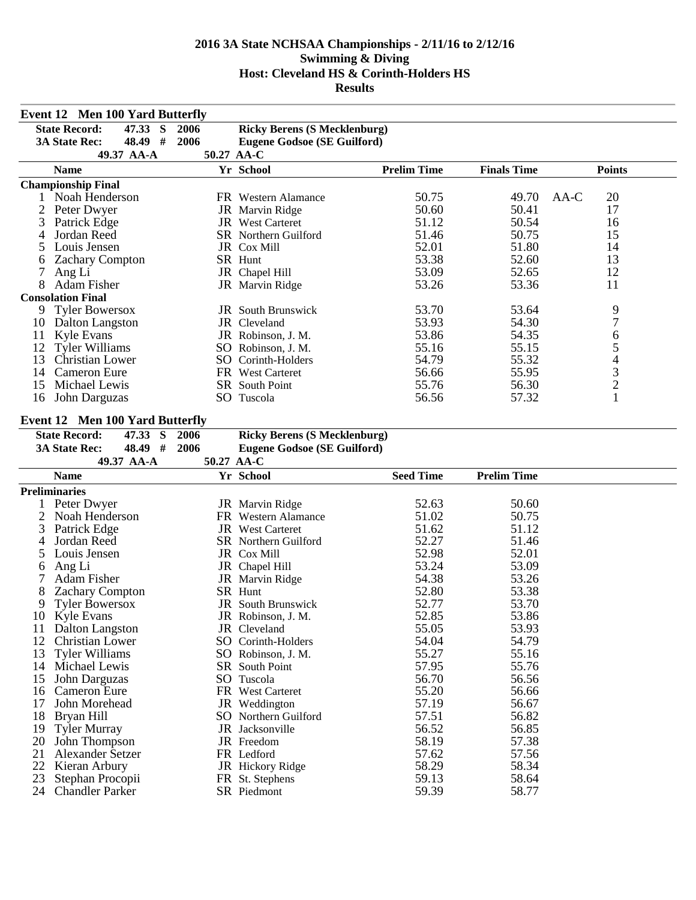# 2016 3A State NCHSAA Championships - 2/11/16 to 2/12/16

## Swimming & Diving

## Host: Cleveland HS & Corinth-Holders HS

## Results

### Event 12 Men 100 Yard Butterfly

| | | | | |
|---|---|---|---|---|
| **State Record:** | **47.33 S** | **2006** | **Ricky Berens (S Mecklenburg)** | |
| **3A State Rec:** | **48.49 #** | **2006** | **Eugene Godsoe (SE Guilford)** | |
| | **49.37 AA-A** | | **50.27 AA-C** | |

| | Name | Yr | School | Prelim Time | Finals Time | | Points |
|---|---|---|---|---|---|---|---|
| **Championship Final** | | | | | | | |
| 1 | Noah Henderson | FR | Western Alamance | 50.75 | 49.70 | AA-C | 20 |
| 2 | Peter Dwyer | JR | Marvin Ridge | 50.60 | 50.41 | | 17 |
| 3 | Patrick Edge | JR | West Carteret | 51.12 | 50.54 | | 16 |
| 4 | Jordan Reed | SR | Northern Guilford | 51.46 | 50.75 | | 15 |
| 5 | Louis Jensen | JR | Cox Mill | 52.01 | 51.80 | | 14 |
| 6 | Zachary Compton | SR | Hunt | 53.38 | 52.60 | | 13 |
| 7 | Ang Li | JR | Chapel Hill | 53.09 | 52.65 | | 12 |
| 8 | Adam Fisher | JR | Marvin Ridge | 53.26 | 53.36 | | 11 |
| **Consolation Final** | | | | | | | |
| 9 | Tyler Bowersox | JR | South Brunswick | 53.70 | 53.64 | | 9 |
| 10 | Dalton Langston | JR | Cleveland | 53.93 | 54.30 | | 7 |
| 11 | Kyle Evans | JR | Robinson, J. M. | 53.86 | 54.35 | | 6 |
| 12 | Tyler Williams | SO | Robinson, J. M. | 55.16 | 55.15 | | 5 |
| 13 | Christian Lower | SO | Corinth-Holders | 54.79 | 55.32 | | 4 |
| 14 | Cameron Eure | FR | West Carteret | 56.66 | 55.95 | | 3 |
| 15 | Michael Lewis | SR | South Point | 55.76 | 56.30 | | 2 |
| 16 | John Darguzas | SO | Tuscola | 56.56 | 57.32 | | 1 |

### Event 12 Men 100 Yard Butterfly

| | | | | |
|---|---|---|---|---|
| **State Record:** | **47.33 S** | **2006** | **Ricky Berens (S Mecklenburg)** | |
| **3A State Rec:** | **48.49 #** | **2006** | **Eugene Godsoe (SE Guilford)** | |
| | **49.37 AA-A** | | **50.27 AA-C** | |

| | Name | Yr | School | Seed Time | Prelim Time |
|---|---|---|---|---|---|
| **Preliminaries** | | | | | |
| 1 | Peter Dwyer | JR | Marvin Ridge | 52.63 | 50.60 |
| 2 | Noah Henderson | FR | Western Alamance | 51.02 | 50.75 |
| 3 | Patrick Edge | JR | West Carteret | 51.62 | 51.12 |
| 4 | Jordan Reed | SR | Northern Guilford | 52.27 | 51.46 |
| 5 | Louis Jensen | JR | Cox Mill | 52.98 | 52.01 |
| 6 | Ang Li | JR | Chapel Hill | 53.24 | 53.09 |
| 7 | Adam Fisher | JR | Marvin Ridge | 54.38 | 53.26 |
| 8 | Zachary Compton | SR | Hunt | 52.80 | 53.38 |
| 9 | Tyler Bowersox | JR | South Brunswick | 52.77 | 53.70 |
| 10 | Kyle Evans | JR | Robinson, J. M. | 52.85 | 53.86 |
| 11 | Dalton Langston | JR | Cleveland | 55.05 | 53.93 |
| 12 | Christian Lower | SO | Corinth-Holders | 54.04 | 54.79 |
| 13 | Tyler Williams | SO | Robinson, J. M. | 55.27 | 55.16 |
| 14 | Michael Lewis | SR | South Point | 57.95 | 55.76 |
| 15 | John Darguzas | SO | Tuscola | 56.70 | 56.56 |
| 16 | Cameron Eure | FR | West Carteret | 55.20 | 56.66 |
| 17 | John Morehead | JR | Weddington | 57.19 | 56.67 |
| 18 | Bryan Hill | SO | Northern Guilford | 57.51 | 56.82 |
| 19 | Tyler Murray | JR | Jacksonville | 56.52 | 56.85 |
| 20 | John Thompson | JR | Freedom | 58.19 | 57.38 |
| 21 | Alexander Setzer | FR | Ledford | 57.62 | 57.56 |
| 22 | Kieran Arbury | JR | Hickory Ridge | 58.29 | 58.34 |
| 23 | Stephan Procopii | FR | St. Stephens | 59.13 | 58.64 |
| 24 | Chandler Parker | SR | Piedmont | 59.39 | 58.77 |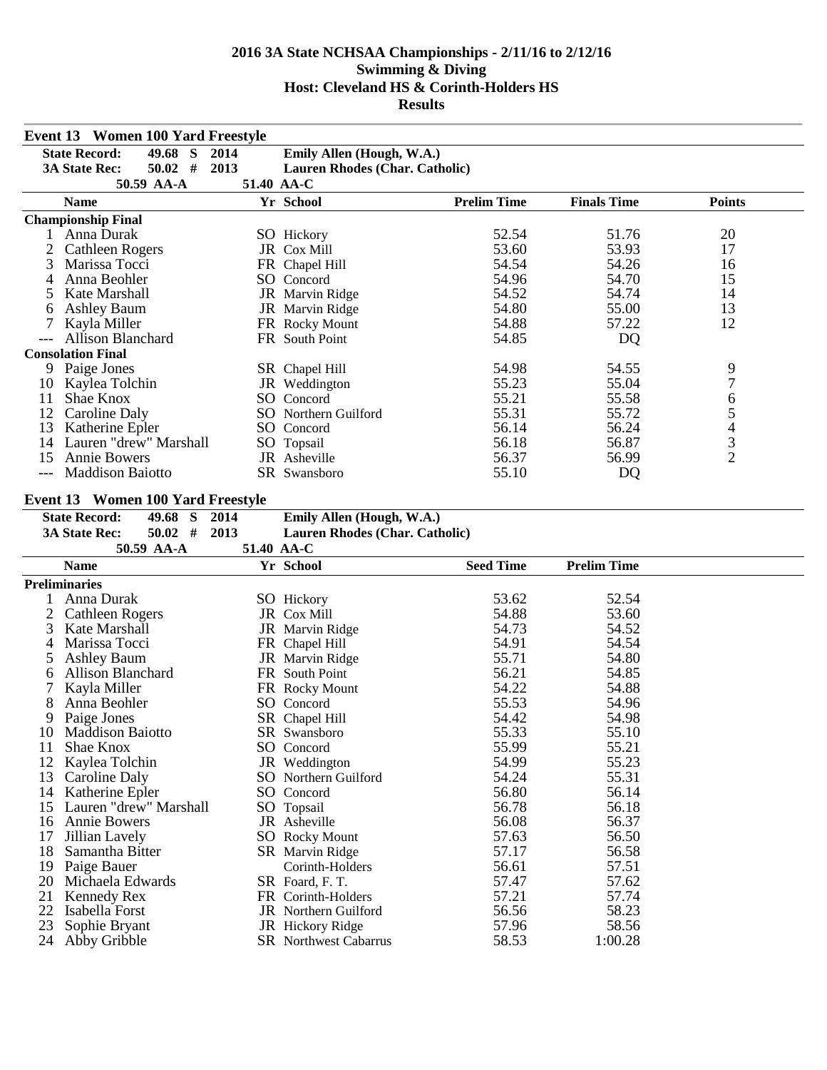# 2016 3A State NCHSAA Championships - 2/11/16 to 2/12/16
## Swimming & Diving
## Host: Cleveland HS & Corinth-Holders HS
## Results

### Event 13 Women 100 Yard Freestyle

| | | | | |
|---|---|---|---|---|
| **State Record:** | **49.68 S** | **2014** | **Emily Allen (Hough, W.A.)** | |
| **3A State Rec:** | **50.02 #** | **2013** | **Lauren Rhodes (Char. Catholic)** | |
| | **50.59 AA-A** | | **51.40 AA-C** | |

| | Name | Yr | School | Prelim Time | Finals Time | Points |
|---|---|---|---|---|---|---|
| **Championship Final** | | | | | | |
| 1 | Anna Durak | SO | Hickory | 52.54 | 51.76 | 20 |
| 2 | Cathleen Rogers | JR | Cox Mill | 53.60 | 53.93 | 17 |
| 3 | Marissa Tocci | FR | Chapel Hill | 54.54 | 54.26 | 16 |
| 4 | Anna Beohler | SO | Concord | 54.96 | 54.70 | 15 |
| 5 | Kate Marshall | JR | Marvin Ridge | 54.52 | 54.74 | 14 |
| 6 | Ashley Baum | JR | Marvin Ridge | 54.80 | 55.00 | 13 |
| 7 | Kayla Miller | FR | Rocky Mount | 54.88 | 57.22 | 12 |
| --- | Allison Blanchard | FR | South Point | 54.85 | DQ | |
| **Consolation Final** | | | | | | |
| 9 | Paige Jones | SR | Chapel Hill | 54.98 | 54.55 | 9 |
| 10 | Kaylea Tolchin | JR | Weddington | 55.23 | 55.04 | 7 |
| 11 | Shae Knox | SO | Concord | 55.21 | 55.58 | 6 |
| 12 | Caroline Daly | SO | Northern Guilford | 55.31 | 55.72 | 5 |
| 13 | Katherine Epler | SO | Concord | 56.14 | 56.24 | 4 |
| 14 | Lauren "drew" Marshall | SO | Topsail | 56.18 | 56.87 | 3 |
| 15 | Annie Bowers | JR | Asheville | 56.37 | 56.99 | 2 |
| --- | Maddison Baiotto | SR | Swansboro | 55.10 | DQ | |

### Event 13 Women 100 Yard Freestyle

| | | | | |
|---|---|---|---|---|
| **State Record:** | **49.68 S** | **2014** | **Emily Allen (Hough, W.A.)** | |
| **3A State Rec:** | **50.02 #** | **2013** | **Lauren Rhodes (Char. Catholic)** | |
| | **50.59 AA-A** | | **51.40 AA-C** | |

| | Name | Yr | School | Seed Time | Prelim Time |
|---|---|---|---|---|---|
| **Preliminaries** | | | | | |
| 1 | Anna Durak | SO | Hickory | 53.62 | 52.54 |
| 2 | Cathleen Rogers | JR | Cox Mill | 54.88 | 53.60 |
| 3 | Kate Marshall | JR | Marvin Ridge | 54.73 | 54.52 |
| 4 | Marissa Tocci | FR | Chapel Hill | 54.91 | 54.54 |
| 5 | Ashley Baum | JR | Marvin Ridge | 55.71 | 54.80 |
| 6 | Allison Blanchard | FR | South Point | 56.21 | 54.85 |
| 7 | Kayla Miller | FR | Rocky Mount | 54.22 | 54.88 |
| 8 | Anna Beohler | SO | Concord | 55.53 | 54.96 |
| 9 | Paige Jones | SR | Chapel Hill | 54.42 | 54.98 |
| 10 | Maddison Baiotto | SR | Swansboro | 55.33 | 55.10 |
| 11 | Shae Knox | SO | Concord | 55.99 | 55.21 |
| 12 | Kaylea Tolchin | JR | Weddington | 54.99 | 55.23 |
| 13 | Caroline Daly | SO | Northern Guilford | 54.24 | 55.31 |
| 14 | Katherine Epler | SO | Concord | 56.80 | 56.14 |
| 15 | Lauren "drew" Marshall | SO | Topsail | 56.78 | 56.18 |
| 16 | Annie Bowers | JR | Asheville | 56.08 | 56.37 |
| 17 | Jillian Lavely | SO | Rocky Mount | 57.63 | 56.50 |
| 18 | Samantha Bitter | SR | Marvin Ridge | 57.17 | 56.58 |
| 19 | Paige Bauer | | Corinth-Holders | 56.61 | 57.51 |
| 20 | Michaela Edwards | SR | Foard, F. T. | 57.47 | 57.62 |
| 21 | Kennedy Rex | FR | Corinth-Holders | 57.21 | 57.74 |
| 22 | Isabella Forst | JR | Northern Guilford | 56.56 | 58.23 |
| 23 | Sophie Bryant | JR | Hickory Ridge | 57.96 | 58.56 |
| 24 | Abby Gribble | SR | Northwest Cabarrus | 58.53 | 1:00.28 |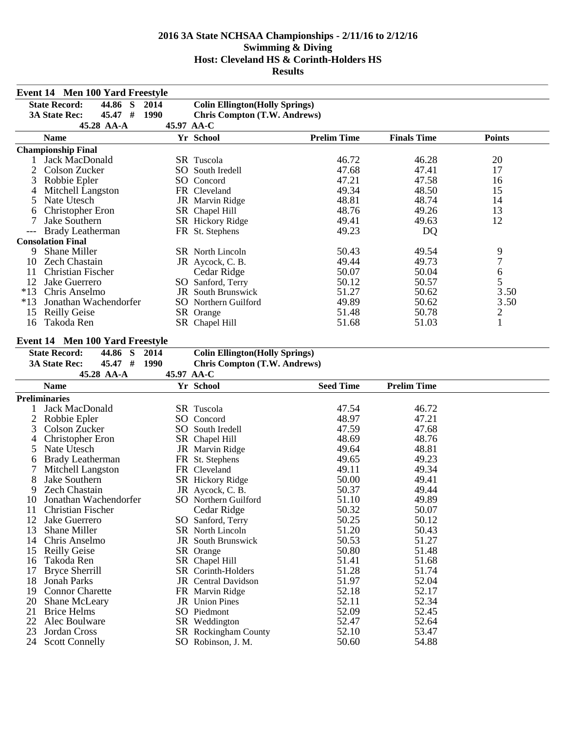# 2016 3A State NCHSAA Championships - 2/11/16 to 2/12/16
## Swimming & Diving
## Host: Cleveland HS & Corinth-Holders HS
## Results

### Event 14 Men 100 Yard Freestyle

| | | | |
|---|---|---|---|
| **State Record:** | **44.86 S** | **2014** | **Colin Ellington(Holly Springs)** |
| **3A State Rec:** | **45.47 #** | **1990** | **Chris Compton (T.W. Andrews)** |
| | **45.28 AA-A** | **45.97 AA-C** | |

| | Name | Yr | School | Prelim Time | Finals Time | Points |
|---|---|---|---|---|---|---|
| **Championship Final** | | | | | | |
| 1 | Jack MacDonald | SR | Tuscola | 46.72 | 46.28 | 20 |
| 2 | Colson Zucker | SO | South Iredell | 47.68 | 47.41 | 17 |
| 3 | Robbie Epler | SO | Concord | 47.21 | 47.58 | 16 |
| 4 | Mitchell Langston | FR | Cleveland | 49.34 | 48.50 | 15 |
| 5 | Nate Utesch | JR | Marvin Ridge | 48.81 | 48.74 | 14 |
| 6 | Christopher Eron | SR | Chapel Hill | 48.76 | 49.26 | 13 |
| 7 | Jake Southern | SR | Hickory Ridge | 49.41 | 49.63 | 12 |
| --- | Brady Leatherman | FR | St. Stephens | 49.23 | DQ | |
| **Consolation Final** | | | | | | |
| 9 | Shane Miller | SR | North Lincoln | 50.43 | 49.54 | 9 |
| 10 | Zech Chastain | JR | Aycock, C. B. | 49.44 | 49.73 | 7 |
| 11 | Christian Fischer | | Cedar Ridge | 50.07 | 50.04 | 6 |
| 12 | Jake Guerrero | SO | Sanford, Terry | 50.12 | 50.57 | 5 |
| *13 | Chris Anselmo | JR | South Brunswick | 51.27 | 50.62 | 3.50 |
| *13 | Jonathan Wachendorfer | SO | Northern Guilford | 49.89 | 50.62 | 3.50 |
| 15 | Reilly Geise | SR | Orange | 51.48 | 50.78 | 2 |
| 16 | Takoda Ren | SR | Chapel Hill | 51.68 | 51.03 | 1 |

### Event 14 Men 100 Yard Freestyle

| | | | |
|---|---|---|---|
| **State Record:** | **44.86 S** | **2014** | **Colin Ellington(Holly Springs)** |
| **3A State Rec:** | **45.47 #** | **1990** | **Chris Compton (T.W. Andrews)** |
| | **45.28 AA-A** | **45.97 AA-C** | |

| | Name | Yr | School | Seed Time | Prelim Time |
|---|---|---|---|---|---|
| **Preliminaries** | | | | | |
| 1 | Jack MacDonald | SR | Tuscola | 47.54 | 46.72 |
| 2 | Robbie Epler | SO | Concord | 48.97 | 47.21 |
| 3 | Colson Zucker | SO | South Iredell | 47.59 | 47.68 |
| 4 | Christopher Eron | SR | Chapel Hill | 48.69 | 48.76 |
| 5 | Nate Utesch | JR | Marvin Ridge | 49.64 | 48.81 |
| 6 | Brady Leatherman | FR | St. Stephens | 49.65 | 49.23 |
| 7 | Mitchell Langston | FR | Cleveland | 49.11 | 49.34 |
| 8 | Jake Southern | SR | Hickory Ridge | 50.00 | 49.41 |
| 9 | Zech Chastain | JR | Aycock, C. B. | 50.37 | 49.44 |
| 10 | Jonathan Wachendorfer | SO | Northern Guilford | 51.10 | 49.89 |
| 11 | Christian Fischer | | Cedar Ridge | 50.32 | 50.07 |
| 12 | Jake Guerrero | SO | Sanford, Terry | 50.25 | 50.12 |
| 13 | Shane Miller | SR | North Lincoln | 51.20 | 50.43 |
| 14 | Chris Anselmo | JR | South Brunswick | 50.53 | 51.27 |
| 15 | Reilly Geise | SR | Orange | 50.80 | 51.48 |
| 16 | Takoda Ren | SR | Chapel Hill | 51.41 | 51.68 |
| 17 | Bryce Sherrill | SR | Corinth-Holders | 51.28 | 51.74 |
| 18 | Jonah Parks | JR | Central Davidson | 51.97 | 52.04 |
| 19 | Connor Charette | FR | Marvin Ridge | 52.18 | 52.17 |
| 20 | Shane McLeary | JR | Union Pines | 52.11 | 52.34 |
| 21 | Brice Helms | SO | Piedmont | 52.09 | 52.45 |
| 22 | Alec Boulware | SR | Weddington | 52.47 | 52.64 |
| 23 | Jordan Cross | SR | Rockingham County | 52.10 | 53.47 |
| 24 | Scott Connelly | SO | Robinson, J. M. | 50.60 | 54.88 |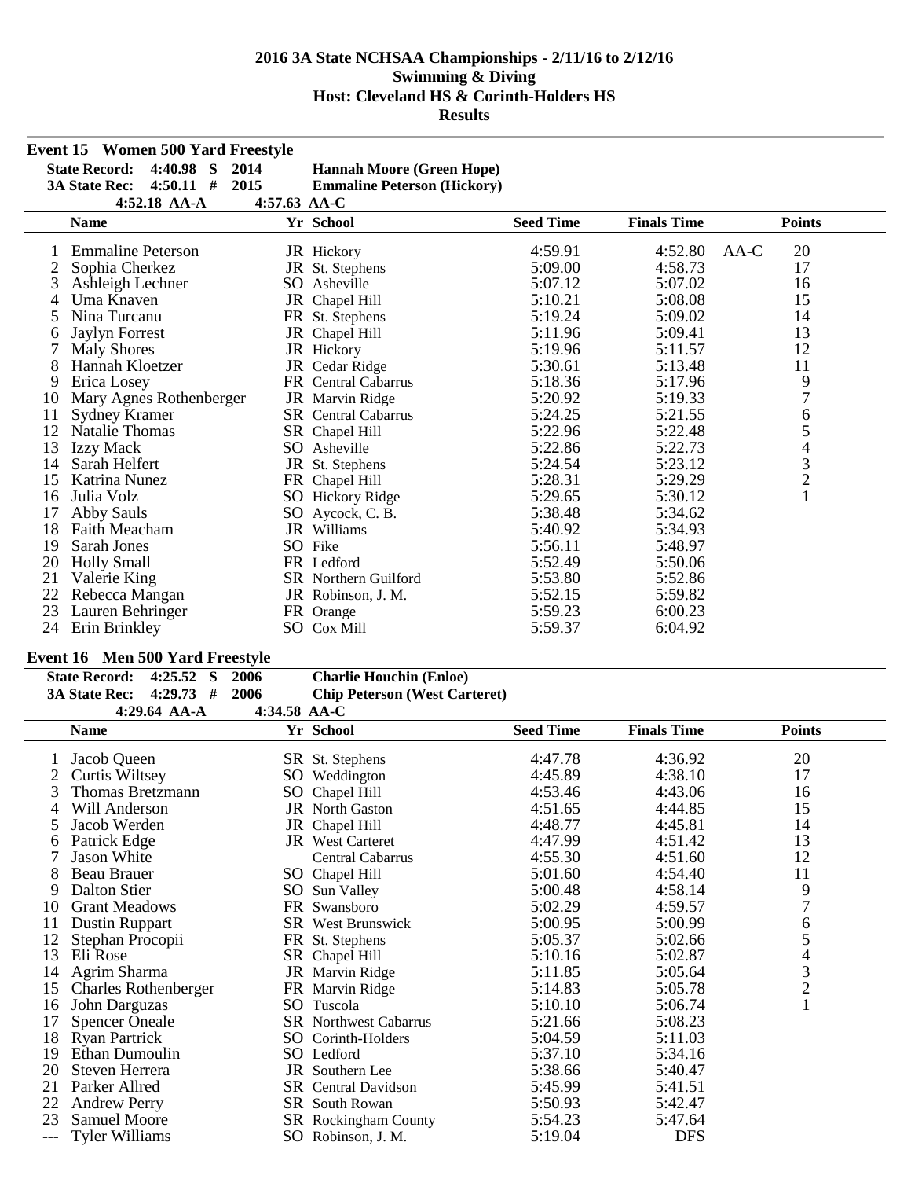# 2016 3A State NCHSAA Championships - 2/11/16 to 2/12/16
## Swimming & Diving
## Host: Cleveland HS & Corinth-Holders HS
## Results

### Event 15 Women 500 Yard Freestyle

| | | | |
|---|---|---|---|
| State Record: | 4:40.98 S | 2014 | Hannah Moore (Green Hope) |
| 3A State Rec: | 4:50.11 # | 2015 | Emmaline Peterson (Hickory) |
| | 4:52.18 AA-A | 4:57.63 AA-C | |

| | Name | Yr | School | Seed Time | Finals Time | | Points |
|---|---|---|---|---|---|---|---|
| 1 | Emmaline Peterson | JR | Hickory | 4:59.91 | 4:52.80 | AA-C | 20 |
| 2 | Sophia Cherkez | JR | St. Stephens | 5:09.00 | 4:58.73 | | 17 |
| 3 | Ashleigh Lechner | SO | Asheville | 5:07.12 | 5:07.02 | | 16 |
| 4 | Uma Knaven | JR | Chapel Hill | 5:10.21 | 5:08.08 | | 15 |
| 5 | Nina Turcanu | FR | St. Stephens | 5:19.24 | 5:09.02 | | 14 |
| 6 | Jaylyn Forrest | JR | Chapel Hill | 5:11.96 | 5:09.41 | | 13 |
| 7 | Maly Shores | JR | Hickory | 5:19.96 | 5:11.57 | | 12 |
| 8 | Hannah Kloetzer | JR | Cedar Ridge | 5:30.61 | 5:13.48 | | 11 |
| 9 | Erica Losey | FR | Central Cabarrus | 5:18.36 | 5:17.96 | | 9 |
| 10 | Mary Agnes Rothenberger | JR | Marvin Ridge | 5:20.92 | 5:19.33 | | 7 |
| 11 | Sydney Kramer | SR | Central Cabarrus | 5:24.25 | 5:21.55 | | 6 |
| 12 | Natalie Thomas | SR | Chapel Hill | 5:22.96 | 5:22.48 | | 5 |
| 13 | Izzy Mack | SO | Asheville | 5:22.86 | 5:22.73 | | 4 |
| 14 | Sarah Helfert | JR | St. Stephens | 5:24.54 | 5:23.12 | | 3 |
| 15 | Katrina Nunez | FR | Chapel Hill | 5:28.31 | 5:29.29 | | 2 |
| 16 | Julia Volz | SO | Hickory Ridge | 5:29.65 | 5:30.12 | | 1 |
| 17 | Abby Sauls | SO | Aycock, C. B. | 5:38.48 | 5:34.62 | | |
| 18 | Faith Meacham | JR | Williams | 5:40.92 | 5:34.93 | | |
| 19 | Sarah Jones | SO | Fike | 5:56.11 | 5:48.97 | | |
| 20 | Holly Small | FR | Ledford | 5:52.49 | 5:50.06 | | |
| 21 | Valerie King | SR | Northern Guilford | 5:53.80 | 5:52.86 | | |
| 22 | Rebecca Mangan | JR | Robinson, J. M. | 5:52.15 | 5:59.82 | | |
| 23 | Lauren Behringer | FR | Orange | 5:59.23 | 6:00.23 | | |
| 24 | Erin Brinkley | SO | Cox Mill | 5:59.37 | 6:04.92 | | |

### Event 16 Men 500 Yard Freestyle

| | | | |
|---|---|---|---|
| State Record: | 4:25.52 S | 2006 | Charlie Houchin (Enloe) |
| 3A State Rec: | 4:29.73 # | 2006 | Chip Peterson (West Carteret) |
| | 4:29.64 AA-A | 4:34.58 AA-C | |

| | Name | Yr | School | Seed Time | Finals Time | Points |
|---|---|---|---|---|---|---|
| 1 | Jacob Queen | SR | St. Stephens | 4:47.78 | 4:36.92 | 20 |
| 2 | Curtis Wiltsey | SO | Weddington | 4:45.89 | 4:38.10 | 17 |
| 3 | Thomas Bretzmann | SO | Chapel Hill | 4:53.46 | 4:43.06 | 16 |
| 4 | Will Anderson | JR | North Gaston | 4:51.65 | 4:44.85 | 15 |
| 5 | Jacob Werden | JR | Chapel Hill | 4:48.77 | 4:45.81 | 14 |
| 6 | Patrick Edge | JR | West Carteret | 4:47.99 | 4:51.42 | 13 |
| 7 | Jason White | | Central Cabarrus | 4:55.30 | 4:51.60 | 12 |
| 8 | Beau Brauer | SO | Chapel Hill | 5:01.60 | 4:54.40 | 11 |
| 9 | Dalton Stier | SO | Sun Valley | 5:00.48 | 4:58.14 | 9 |
| 10 | Grant Meadows | FR | Swansboro | 5:02.29 | 4:59.57 | 7 |
| 11 | Dustin Ruppart | SR | West Brunswick | 5:00.95 | 5:00.99 | 6 |
| 12 | Stephan Procopii | FR | St. Stephens | 5:05.37 | 5:02.66 | 5 |
| 13 | Eli Rose | SR | Chapel Hill | 5:10.16 | 5:02.87 | 4 |
| 14 | Agrim Sharma | JR | Marvin Ridge | 5:11.85 | 5:05.64 | 3 |
| 15 | Charles Rothenberger | FR | Marvin Ridge | 5:14.83 | 5:05.78 | 2 |
| 16 | John Darguzas | SO | Tuscola | 5:10.10 | 5:06.74 | 1 |
| 17 | Spencer Oneale | SR | Northwest Cabarrus | 5:21.66 | 5:08.23 | |
| 18 | Ryan Partrick | SO | Corinth-Holders | 5:04.59 | 5:11.03 | |
| 19 | Ethan Dumoulin | SO | Ledford | 5:37.10 | 5:34.16 | |
| 20 | Steven Herrera | JR | Southern Lee | 5:38.66 | 5:40.47 | |
| 21 | Parker Allred | SR | Central Davidson | 5:45.99 | 5:41.51 | |
| 22 | Andrew Perry | SR | South Rowan | 5:50.93 | 5:42.47 | |
| 23 | Samuel Moore | SR | Rockingham County | 5:54.23 | 5:47.64 | |
| --- | Tyler Williams | SO | Robinson, J. M. | 5:19.04 | DFS | |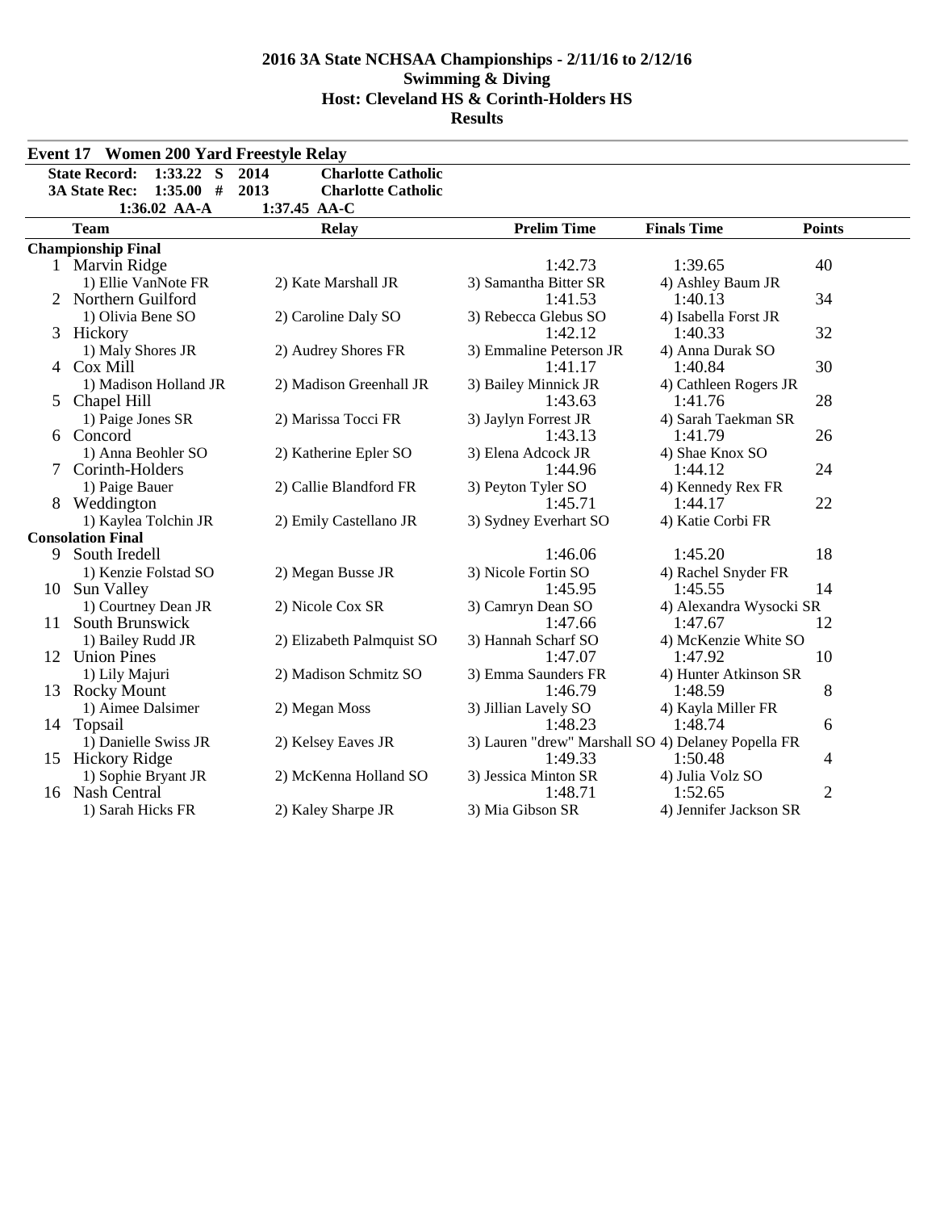# 2016 3A State NCHSAA Championships - 2/11/16 to 2/12/16
## Swimming & Diving
## Host: Cleveland HS & Corinth-Holders HS
## Results

### Event 17 Women 200 Yard Freestyle Relay

| | | | |
|---|---|---|---|
| **State Record:** | **1:33.22 S** | **2014** | **Charlotte Catholic** |
| **3A State Rec:** | **1:35.00 #** | **2013** | **Charlotte Catholic** |
| | **1:36.02 AA-A** | 1:37.45 AA-C | |

| | Team | Relay | Prelim Time | Finals Time | Points |
|---|---|---|---|---|---|
| **Championship Final** | | | | | |
| 1 | Marvin Ridge | | 1:42.73 | 1:39.65 | 40 |
| | 1) Ellie VanNote FR | 2) Kate Marshall JR | 3) Samantha Bitter SR | 4) Ashley Baum JR | |
| 2 | Northern Guilford | | 1:41.53 | 1:40.13 | 34 |
| | 1) Olivia Bene SO | 2) Caroline Daly SO | 3) Rebecca Glebus SO | 4) Isabella Forst JR | |
| 3 | Hickory | | 1:42.12 | 1:40.33 | 32 |
| | 1) Maly Shores JR | 2) Audrey Shores FR | 3) Emmaline Peterson JR | 4) Anna Durak SO | |
| 4 | Cox Mill | | 1:41.17 | 1:40.84 | 30 |
| | 1) Madison Holland JR | 2) Madison Greenhall JR | 3) Bailey Minnick JR | 4) Cathleen Rogers JR | |
| 5 | Chapel Hill | | 1:43.63 | 1:41.76 | 28 |
| | 1) Paige Jones SR | 2) Marissa Tocci FR | 3) Jaylyn Forrest JR | 4) Sarah Taekman SR | |
| 6 | Concord | | 1:43.13 | 1:41.79 | 26 |
| | 1) Anna Beohler SO | 2) Katherine Epler SO | 3) Elena Adcock JR | 4) Shae Knox SO | |
| 7 | Corinth-Holders | | 1:44.96 | 1:44.12 | 24 |
| | 1) Paige Bauer | 2) Callie Blandford FR | 3) Peyton Tyler SO | 4) Kennedy Rex FR | |
| 8 | Weddington | | 1:45.71 | 1:44.17 | 22 |
| | 1) Kaylea Tolchin JR | 2) Emily Castellano JR | 3) Sydney Everhart SO | 4) Katie Corbi FR | |
| **Consolation Final** | | | | | |
| 9 | South Iredell | | 1:46.06 | 1:45.20 | 18 |
| | 1) Kenzie Folstad SO | 2) Megan Busse JR | 3) Nicole Fortin SO | 4) Rachel Snyder FR | |
| 10 | Sun Valley | | 1:45.95 | 1:45.55 | 14 |
| | 1) Courtney Dean JR | 2) Nicole Cox SR | 3) Camryn Dean SO | 4) Alexandra Wysocki SR | |
| 11 | South Brunswick | | 1:47.66 | 1:47.67 | 12 |
| | 1) Bailey Rudd JR | 2) Elizabeth Palmquist SO | 3) Hannah Scharf SO | 4) McKenzie White SO | |
| 12 | Union Pines | | 1:47.07 | 1:47.92 | 10 |
| | 1) Lily Majuri | 2) Madison Schmitz SO | 3) Emma Saunders FR | 4) Hunter Atkinson SR | |
| 13 | Rocky Mount | | 1:46.79 | 1:48.59 | 8 |
| | 1) Aimee Dalsimer | 2) Megan Moss | 3) Jillian Lavely SO | 4) Kayla Miller FR | |
| 14 | Topsail | | 1:48.23 | 1:48.74 | 6 |
| | 1) Danielle Swiss JR | 2) Kelsey Eaves JR | 3) Lauren "drew" Marshall SO | 4) Delaney Popella FR | |
| 15 | Hickory Ridge | | 1:49.33 | 1:50.48 | 4 |
| | 1) Sophie Bryant JR | 2) McKenna Holland SO | 3) Jessica Minton SR | 4) Julia Volz SO | |
| 16 | Nash Central | | 1:48.71 | 1:52.65 | 2 |
| | 1) Sarah Hicks FR | 2) Kaley Sharpe JR | 3) Mia Gibson SR | 4) Jennifer Jackson SR | |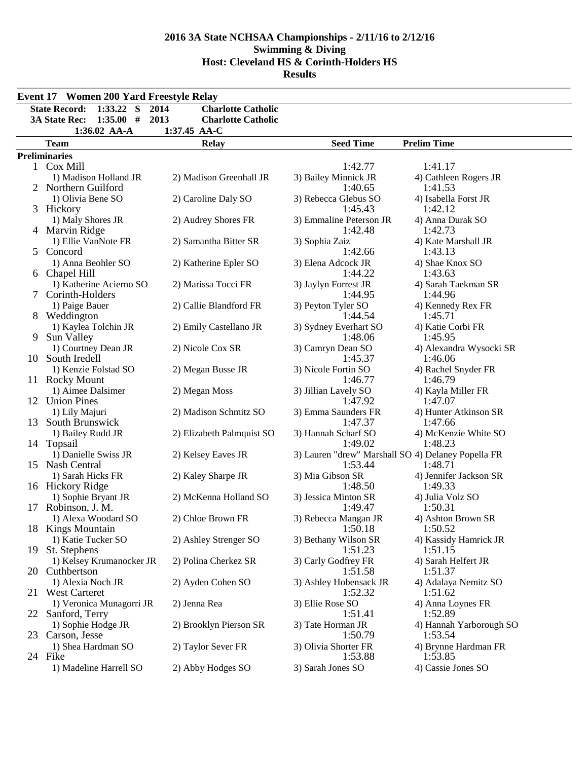# 2016 3A State NCHSAA Championships - 2/11/16 to 2/12/16
## Swimming & Diving
## Host: Cleveland HS & Corinth-Holders HS
## Results

### Event 17 Women 200 Yard Freestyle Relay

| | | | |
|---|---|---|---|
| State Record: | 1:33.22 S | 2014 | Charlotte Catholic |
| 3A State Rec: | 1:35.00 # | 2013 | Charlotte Catholic |
| | 1:36.02 AA-A | 1:37.45 AA-C | |

**Preliminaries**

| Place | Team | Relay | Seed Time | Prelim Time |
|---|---|---|---|---|
| 1 | Cox Mill | | 1:42.77 | 1:41.17 |
| | 1) Madison Holland JR | 2) Madison Greenhall JR | 3) Bailey Minnick JR | 4) Cathleen Rogers JR |
| 2 | Northern Guilford | | 1:40.65 | 1:41.53 |
| | 1) Olivia Bene SO | 2) Caroline Daly SO | 3) Rebecca Glebus SO | 4) Isabella Forst JR |
| 3 | Hickory | | 1:45.43 | 1:42.12 |
| | 1) Maly Shores JR | 2) Audrey Shores FR | 3) Emmaline Peterson JR | 4) Anna Durak SO |
| 4 | Marvin Ridge | | 1:42.48 | 1:42.73 |
| | 1) Ellie VanNote FR | 2) Samantha Bitter SR | 3) Sophia Zaiz | 4) Kate Marshall JR |
| 5 | Concord | | 1:42.66 | 1:43.13 |
| | 1) Anna Beohler SO | 2) Katherine Epler SO | 3) Elena Adcock JR | 4) Shae Knox SO |
| 6 | Chapel Hill | | 1:44.22 | 1:43.63 |
| | 1) Katherine Acierno SO | 2) Marissa Tocci FR | 3) Jaylyn Forrest JR | 4) Sarah Taekman SR |
| 7 | Corinth-Holders | | 1:44.95 | 1:44.96 |
| | 1) Paige Bauer | 2) Callie Blandford FR | 3) Peyton Tyler SO | 4) Kennedy Rex FR |
| 8 | Weddington | | 1:44.54 | 1:45.71 |
| | 1) Kaylea Tolchin JR | 2) Emily Castellano JR | 3) Sydney Everhart SO | 4) Katie Corbi FR |
| 9 | Sun Valley | | 1:48.06 | 1:45.95 |
| | 1) Courtney Dean JR | 2) Nicole Cox SR | 3) Camryn Dean SO | 4) Alexandra Wysocki SR |
| 10 | South Iredell | | 1:45.37 | 1:46.06 |
| | 1) Kenzie Folstad SO | 2) Megan Busse JR | 3) Nicole Fortin SO | 4) Rachel Snyder FR |
| 11 | Rocky Mount | | 1:46.77 | 1:46.79 |
| | 1) Aimee Dalsimer | 2) Megan Moss | 3) Jillian Lavely SO | 4) Kayla Miller FR |
| 12 | Union Pines | | 1:47.92 | 1:47.07 |
| | 1) Lily Majuri | 2) Madison Schmitz SO | 3) Emma Saunders FR | 4) Hunter Atkinson SR |
| 13 | South Brunswick | | 1:47.37 | 1:47.66 |
| | 1) Bailey Rudd JR | 2) Elizabeth Palmquist SO | 3) Hannah Scharf SO | 4) McKenzie White SO |
| 14 | Topsail | | 1:49.02 | 1:48.23 |
| | 1) Danielle Swiss JR | 2) Kelsey Eaves JR | 3) Lauren "drew" Marshall SO | 4) Delaney Popella FR |
| 15 | Nash Central | | 1:53.44 | 1:48.71 |
| | 1) Sarah Hicks FR | 2) Kaley Sharpe JR | 3) Mia Gibson SR | 4) Jennifer Jackson SR |
| 16 | Hickory Ridge | | 1:48.50 | 1:49.33 |
| | 1) Sophie Bryant JR | 2) McKenna Holland SO | 3) Jessica Minton SR | 4) Julia Volz SO |
| 17 | Robinson, J. M. | | 1:49.47 | 1:50.31 |
| | 1) Alexa Woodard SO | 2) Chloe Brown FR | 3) Rebecca Mangan JR | 4) Ashton Brown SR |
| 18 | Kings Mountain | | 1:50.18 | 1:50.52 |
| | 1) Katie Tucker SO | 2) Ashley Strenger SO | 3) Bethany Wilson SR | 4) Kassidy Hamrick JR |
| 19 | St. Stephens | | 1:51.23 | 1:51.15 |
| | 1) Kelsey Krumanocker JR | 2) Polina Cherkez SR | 3) Carly Godfrey FR | 4) Sarah Helfert JR |
| 20 | Cuthbertson | | 1:51.58 | 1:51.37 |
| | 1) Alexia Noch JR | 2) Ayden Cohen SO | 3) Ashley Hobensack JR | 4) Adalaya Nemitz SO |
| 21 | West Carteret | | 1:52.32 | 1:51.62 |
| | 1) Veronica Munagorri JR | 2) Jenna Rea | 3) Ellie Rose SO | 4) Anna Loynes FR |
| 22 | Sanford, Terry | | 1:51.41 | 1:52.89 |
| | 1) Sophie Hodge JR | 2) Brooklyn Pierson SR | 3) Tate Horman JR | 4) Hannah Yarborough SO |
| 23 | Carson, Jesse | | 1:50.79 | 1:53.54 |
| | 1) Shea Hardman SO | 2) Taylor Sever FR | 3) Olivia Shorter FR | 4) Brynne Hardman FR |
| 24 | Fike | | 1:53.88 | 1:53.85 |
| | 1) Madeline Harrell SO | 2) Abby Hodges SO | 3) Sarah Jones SO | 4) Cassie Jones SO |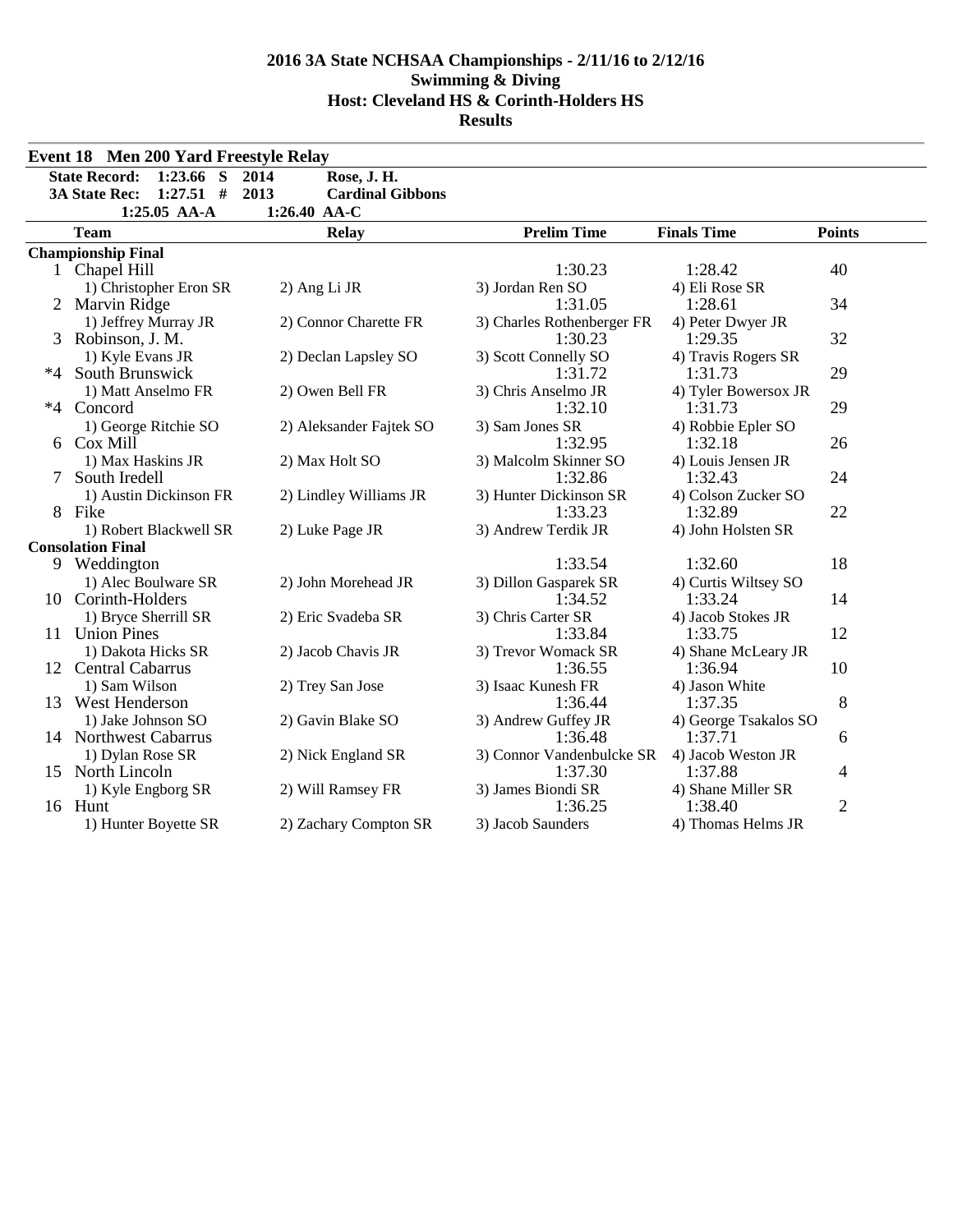# 2016 3A State NCHSAA Championships - 2/11/16 to 2/12/16
## Swimming & Diving
## Host: Cleveland HS & Corinth-Holders HS
## Results

### Event 18 Men 200 Yard Freestyle Relay

| | | | |
|---|---|---|---|
| State Record: | 1:23.66 S | 2014 | Rose, J. H. |
| 3A State Rec: | 1:27.51 # | 2013 | Cardinal Gibbons |
| | 1:25.05 AA-A | 1:26.40 AA-C | |

| | Team | Relay | Prelim Time | Finals Time | Points |
|---|---|---|---|---|---|
| **Championship Final** | | | | | |
| 1 | Chapel Hill | | 1:30.23 | 1:28.42 | 40 |
| | 1) Christopher Eron SR | 2) Ang Li JR | 3) Jordan Ren SO | 4) Eli Rose SR | |
| 2 | Marvin Ridge | | 1:31.05 | 1:28.61 | 34 |
| | 1) Jeffrey Murray JR | 2) Connor Charette FR | 3) Charles Rothenberger FR | 4) Peter Dwyer JR | |
| 3 | Robinson, J. M. | | 1:30.23 | 1:29.35 | 32 |
| | 1) Kyle Evans JR | 2) Declan Lapsley SO | 3) Scott Connelly SO | 4) Travis Rogers SR | |
| *4 | South Brunswick | | 1:31.72 | 1:31.73 | 29 |
| | 1) Matt Anselmo FR | 2) Owen Bell FR | 3) Chris Anselmo JR | 4) Tyler Bowersox JR | |
| *4 | Concord | | 1:32.10 | 1:31.73 | 29 |
| | 1) George Ritchie SO | 2) Aleksander Fajtek SO | 3) Sam Jones SR | 4) Robbie Epler SO | |
| 6 | Cox Mill | | 1:32.95 | 1:32.18 | 26 |
| | 1) Max Haskins JR | 2) Max Holt SO | 3) Malcolm Skinner SO | 4) Louis Jensen JR | |
| 7 | South Iredell | | 1:32.86 | 1:32.43 | 24 |
| | 1) Austin Dickinson FR | 2) Lindley Williams JR | 3) Hunter Dickinson SR | 4) Colson Zucker SO | |
| 8 | Fike | | 1:33.23 | 1:32.89 | 22 |
| | 1) Robert Blackwell SR | 2) Luke Page JR | 3) Andrew Terdik JR | 4) John Holsten SR | |
| **Consolation Final** | | | | | |
| 9 | Weddington | | 1:33.54 | 1:32.60 | 18 |
| | 1) Alec Boulware SR | 2) John Morehead JR | 3) Dillon Gasparek SR | 4) Curtis Wiltsey SO | |
| 10 | Corinth-Holders | | 1:34.52 | 1:33.24 | 14 |
| | 1) Bryce Sherrill SR | 2) Eric Svadeba SR | 3) Chris Carter SR | 4) Jacob Stokes JR | |
| 11 | Union Pines | | 1:33.84 | 1:33.75 | 12 |
| | 1) Dakota Hicks SR | 2) Jacob Chavis JR | 3) Trevor Womack SR | 4) Shane McLeary JR | |
| 12 | Central Cabarrus | | 1:36.55 | 1:36.94 | 10 |
| | 1) Sam Wilson | 2) Trey San Jose | 3) Isaac Kunesh FR | 4) Jason White | |
| 13 | West Henderson | | 1:36.44 | 1:37.35 | 8 |
| | 1) Jake Johnson SO | 2) Gavin Blake SO | 3) Andrew Guffey JR | 4) George Tsakalos SO | |
| 14 | Northwest Cabarrus | | 1:36.48 | 1:37.71 | 6 |
| | 1) Dylan Rose SR | 2) Nick England SR | 3) Connor Vandenbulcke SR | 4) Jacob Weston JR | |
| 15 | North Lincoln | | 1:37.30 | 1:37.88 | 4 |
| | 1) Kyle Engborg SR | 2) Will Ramsey FR | 3) James Biondi SR | 4) Shane Miller SR | |
| 16 | Hunt | | 1:36.25 | 1:38.40 | 2 |
| | 1) Hunter Boyette SR | 2) Zachary Compton SR | 3) Jacob Saunders | 4) Thomas Helms JR | |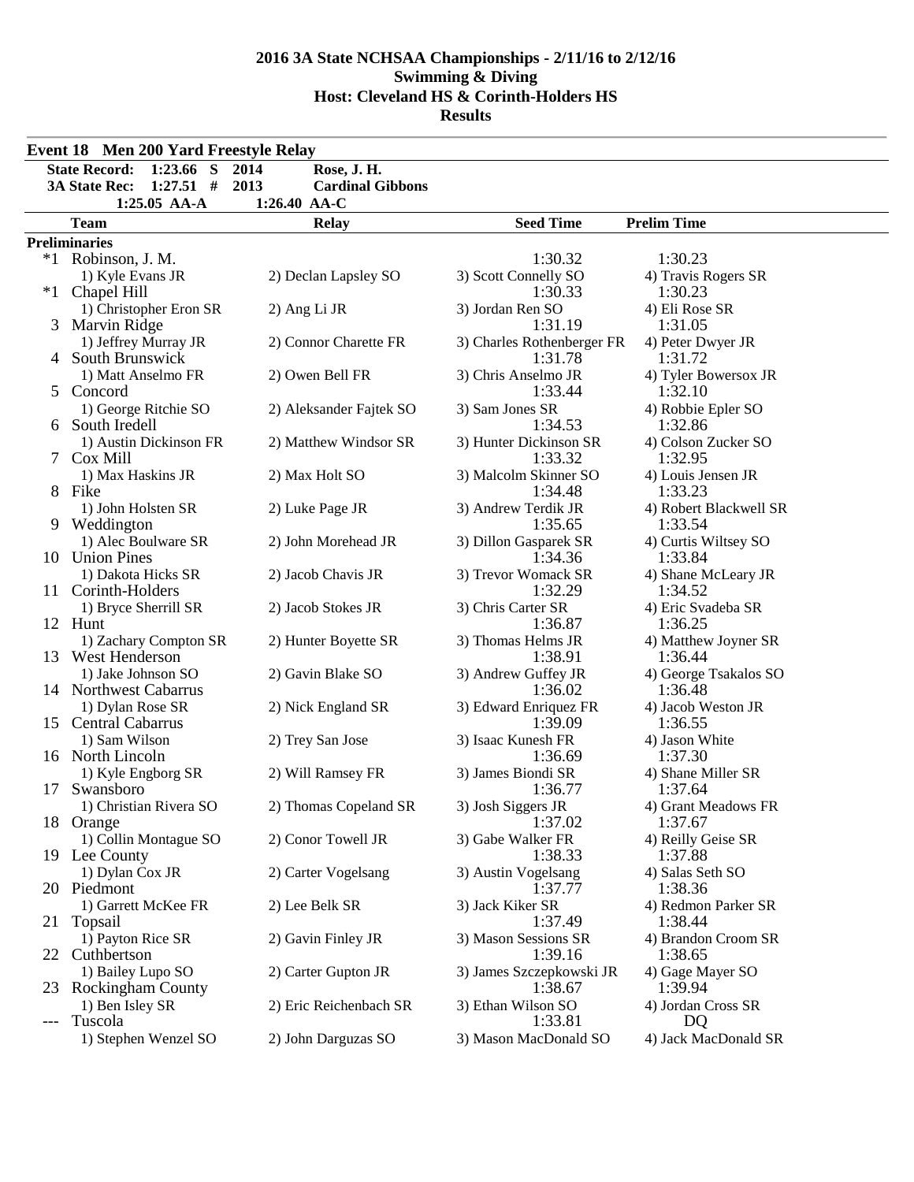# 2016 3A State NCHSAA Championships - 2/11/16 to 2/12/16

## Swimming & Diving

## Host: Cleveland HS & Corinth-Holders HS

## Results

### Event 18 Men 200 Yard Freestyle Relay

| | | | |
|---|---|---|---|
| **State Record:** | **1:23.66 S** | **2014** | **Rose, J. H.** |
| **3A State Rec:** | **1:27.51 #** | **2013** | **Cardinal Gibbons** |
| | **1:25.05 AA-A** | **1:26.40 AA-C** | |

| | Team | Relay | Seed Time | Prelim Time |
|---|---|---|---|---|
| **Preliminaries** | | | | |
| *1 | Robinson, J. M. | | 1:30.32 | 1:30.23 |
| | 1) Kyle Evans JR | 2) Declan Lapsley SO | 3) Scott Connelly SO | 4) Travis Rogers SR |
| *1 | Chapel Hill | | 1:30.33 | 1:30.23 |
| | 1) Christopher Eron SR | 2) Ang Li JR | 3) Jordan Ren SO | 4) Eli Rose SR |
| 3 | Marvin Ridge | | 1:31.19 | 1:31.05 |
| | 1) Jeffrey Murray JR | 2) Connor Charette FR | 3) Charles Rothenberger FR | 4) Peter Dwyer JR |
| 4 | South Brunswick | | 1:31.78 | 1:31.72 |
| | 1) Matt Anselmo FR | 2) Owen Bell FR | 3) Chris Anselmo JR | 4) Tyler Bowersox JR |
| 5 | Concord | | 1:33.44 | 1:32.10 |
| | 1) George Ritchie SO | 2) Aleksander Fajtek SO | 3) Sam Jones SR | 4) Robbie Epler SO |
| 6 | South Iredell | | 1:34.53 | 1:32.86 |
| | 1) Austin Dickinson FR | 2) Matthew Windsor SR | 3) Hunter Dickinson SR | 4) Colson Zucker SO |
| 7 | Cox Mill | | 1:33.32 | 1:32.95 |
| | 1) Max Haskins JR | 2) Max Holt SO | 3) Malcolm Skinner SO | 4) Louis Jensen JR |
| 8 | Fike | | 1:34.48 | 1:33.23 |
| | 1) John Holsten SR | 2) Luke Page JR | 3) Andrew Terdik JR | 4) Robert Blackwell SR |
| 9 | Weddington | | 1:35.65 | 1:33.54 |
| | 1) Alec Boulware SR | 2) John Morehead JR | 3) Dillon Gasparek SR | 4) Curtis Wiltsey SO |
| 10 | Union Pines | | 1:34.36 | 1:33.84 |
| | 1) Dakota Hicks SR | 2) Jacob Chavis JR | 3) Trevor Womack SR | 4) Shane McLeary JR |
| 11 | Corinth-Holders | | 1:32.29 | 1:34.52 |
| | 1) Bryce Sherrill SR | 2) Jacob Stokes JR | 3) Chris Carter SR | 4) Eric Svadeba SR |
| 12 | Hunt | | 1:36.87 | 1:36.25 |
| | 1) Zachary Compton SR | 2) Hunter Boyette SR | 3) Thomas Helms JR | 4) Matthew Joyner SR |
| 13 | West Henderson | | 1:38.91 | 1:36.44 |
| | 1) Jake Johnson SO | 2) Gavin Blake SO | 3) Andrew Guffey JR | 4) George Tsakalos SO |
| 14 | Northwest Cabarrus | | 1:36.02 | 1:36.48 |
| | 1) Dylan Rose SR | 2) Nick England SR | 3) Edward Enriquez FR | 4) Jacob Weston JR |
| 15 | Central Cabarrus | | 1:39.09 | 1:36.55 |
| | 1) Sam Wilson | 2) Trey San Jose | 3) Isaac Kunesh FR | 4) Jason White |
| 16 | North Lincoln | | 1:36.69 | 1:37.30 |
| | 1) Kyle Engborg SR | 2) Will Ramsey FR | 3) James Biondi SR | 4) Shane Miller SR |
| 17 | Swansboro | | 1:36.77 | 1:37.64 |
| | 1) Christian Rivera SO | 2) Thomas Copeland SR | 3) Josh Siggers JR | 4) Grant Meadows FR |
| 18 | Orange | | 1:37.02 | 1:37.67 |
| | 1) Collin Montague SO | 2) Conor Towell JR | 3) Gabe Walker FR | 4) Reilly Geise SR |
| 19 | Lee County | | 1:38.33 | 1:37.88 |
| | 1) Dylan Cox JR | 2) Carter Vogelsang | 3) Austin Vogelsang | 4) Salas Seth SO |
| 20 | Piedmont | | 1:37.77 | 1:38.36 |
| | 1) Garrett McKee FR | 2) Lee Belk SR | 3) Jack Kiker SR | 4) Redmon Parker SR |
| 21 | Topsail | | 1:37.49 | 1:38.44 |
| | 1) Payton Rice SR | 2) Gavin Finley JR | 3) Mason Sessions SR | 4) Brandon Croom SR |
| 22 | Cuthbertson | | 1:39.16 | 1:38.65 |
| | 1) Bailey Lupo SO | 2) Carter Gupton JR | 3) James Szczepkowski JR | 4) Gage Mayer SO |
| 23 | Rockingham County | | 1:38.67 | 1:39.94 |
| | 1) Ben Isley SR | 2) Eric Reichenbach SR | 3) Ethan Wilson SO | 4) Jordan Cross SR |
| --- | Tuscola | | 1:33.81 | DQ |
| | 1) Stephen Wenzel SO | 2) John Darguzas SO | 3) Mason MacDonald SO | 4) Jack MacDonald SR |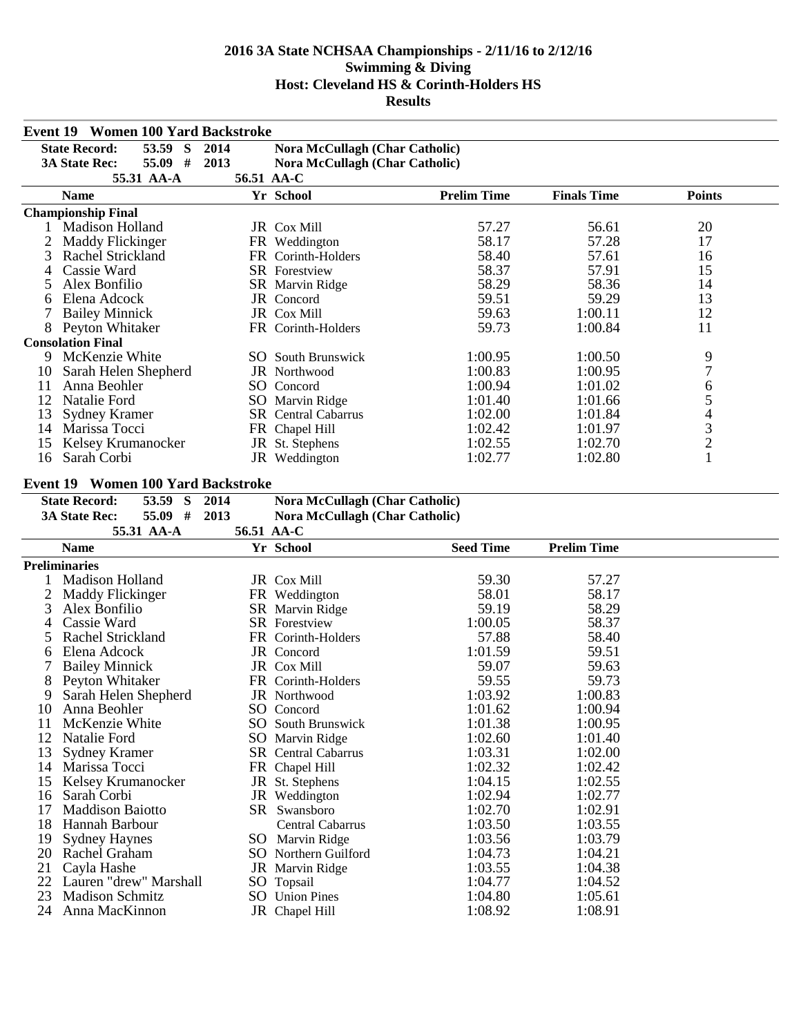# 2016 3A State NCHSAA Championships - 2/11/16 to 2/12/16
## Swimming & Diving
## Host: Cleveland HS & Corinth-Holders HS
## Results

### Event 19 Women 100 Yard Backstroke

| | | | |
|---|---|---|---|
| **State Record:** | **53.59 S** | **2014** | **Nora McCullagh (Char Catholic)** |
| **3A State Rec:** | **55.09 #** | **2013** | **Nora McCullagh (Char Catholic)** |
| | **55.31 AA-A** | **56.51 AA-C** | |

| | Name | Yr | School | Prelim Time | Finals Time | Points |
|---|---|---|---|---|---|---|
| **Championship Final** | | | | | | |
| 1 | Madison Holland | JR | Cox Mill | 57.27 | 56.61 | 20 |
| 2 | Maddy Flickinger | FR | Weddington | 58.17 | 57.28 | 17 |
| 3 | Rachel Strickland | FR | Corinth-Holders | 58.40 | 57.61 | 16 |
| 4 | Cassie Ward | SR | Forestview | 58.37 | 57.91 | 15 |
| 5 | Alex Bonfilio | SR | Marvin Ridge | 58.29 | 58.36 | 14 |
| 6 | Elena Adcock | JR | Concord | 59.51 | 59.29 | 13 |
| 7 | Bailey Minnick | JR | Cox Mill | 59.63 | 1:00.11 | 12 |
| 8 | Peyton Whitaker | FR | Corinth-Holders | 59.73 | 1:00.84 | 11 |
| **Consolation Final** | | | | | | |
| 9 | McKenzie White | SO | South Brunswick | 1:00.95 | 1:00.50 | 9 |
| 10 | Sarah Helen Shepherd | JR | Northwood | 1:00.83 | 1:00.95 | 7 |
| 11 | Anna Beohler | SO | Concord | 1:00.94 | 1:01.02 | 6 |
| 12 | Natalie Ford | SO | Marvin Ridge | 1:01.40 | 1:01.66 | 5 |
| 13 | Sydney Kramer | SR | Central Cabarrus | 1:02.00 | 1:01.84 | 4 |
| 14 | Marissa Tocci | FR | Chapel Hill | 1:02.42 | 1:01.97 | 3 |
| 15 | Kelsey Krumanocker | JR | St. Stephens | 1:02.55 | 1:02.70 | 2 |
| 16 | Sarah Corbi | JR | Weddington | 1:02.77 | 1:02.80 | 1 |

### Event 19 Women 100 Yard Backstroke

| | | | |
|---|---|---|---|
| **State Record:** | **53.59 S** | **2014** | **Nora McCullagh (Char Catholic)** |
| **3A State Rec:** | **55.09 #** | **2013** | **Nora McCullagh (Char Catholic)** |
| | **55.31 AA-A** | **56.51 AA-C** | |

| | Name | Yr | School | Seed Time | Prelim Time |
|---|---|---|---|---|---|
| **Preliminaries** | | | | | |
| 1 | Madison Holland | JR | Cox Mill | 59.30 | 57.27 |
| 2 | Maddy Flickinger | FR | Weddington | 58.01 | 58.17 |
| 3 | Alex Bonfilio | SR | Marvin Ridge | 59.19 | 58.29 |
| 4 | Cassie Ward | SR | Forestview | 1:00.05 | 58.37 |
| 5 | Rachel Strickland | FR | Corinth-Holders | 57.88 | 58.40 |
| 6 | Elena Adcock | JR | Concord | 1:01.59 | 59.51 |
| 7 | Bailey Minnick | JR | Cox Mill | 59.07 | 59.63 |
| 8 | Peyton Whitaker | FR | Corinth-Holders | 59.55 | 59.73 |
| 9 | Sarah Helen Shepherd | JR | Northwood | 1:03.92 | 1:00.83 |
| 10 | Anna Beohler | SO | Concord | 1:01.62 | 1:00.94 |
| 11 | McKenzie White | SO | South Brunswick | 1:01.38 | 1:00.95 |
| 12 | Natalie Ford | SO | Marvin Ridge | 1:02.60 | 1:01.40 |
| 13 | Sydney Kramer | SR | Central Cabarrus | 1:03.31 | 1:02.00 |
| 14 | Marissa Tocci | FR | Chapel Hill | 1:02.32 | 1:02.42 |
| 15 | Kelsey Krumanocker | JR | St. Stephens | 1:04.15 | 1:02.55 |
| 16 | Sarah Corbi | JR | Weddington | 1:02.94 | 1:02.77 |
| 17 | Maddison Baiotto | SR | Swansboro | 1:02.70 | 1:02.91 |
| 18 | Hannah Barbour | | Central Cabarrus | 1:03.50 | 1:03.55 |
| 19 | Sydney Haynes | SO | Marvin Ridge | 1:03.56 | 1:03.79 |
| 20 | Rachel Graham | SO | Northern Guilford | 1:04.73 | 1:04.21 |
| 21 | Cayla Hashe | JR | Marvin Ridge | 1:03.55 | 1:04.38 |
| 22 | Lauren "drew" Marshall | SO | Topsail | 1:04.77 | 1:04.52 |
| 23 | Madison Schmitz | SO | Union Pines | 1:04.80 | 1:05.61 |
| 24 | Anna MacKinnon | JR | Chapel Hill | 1:08.92 | 1:08.91 |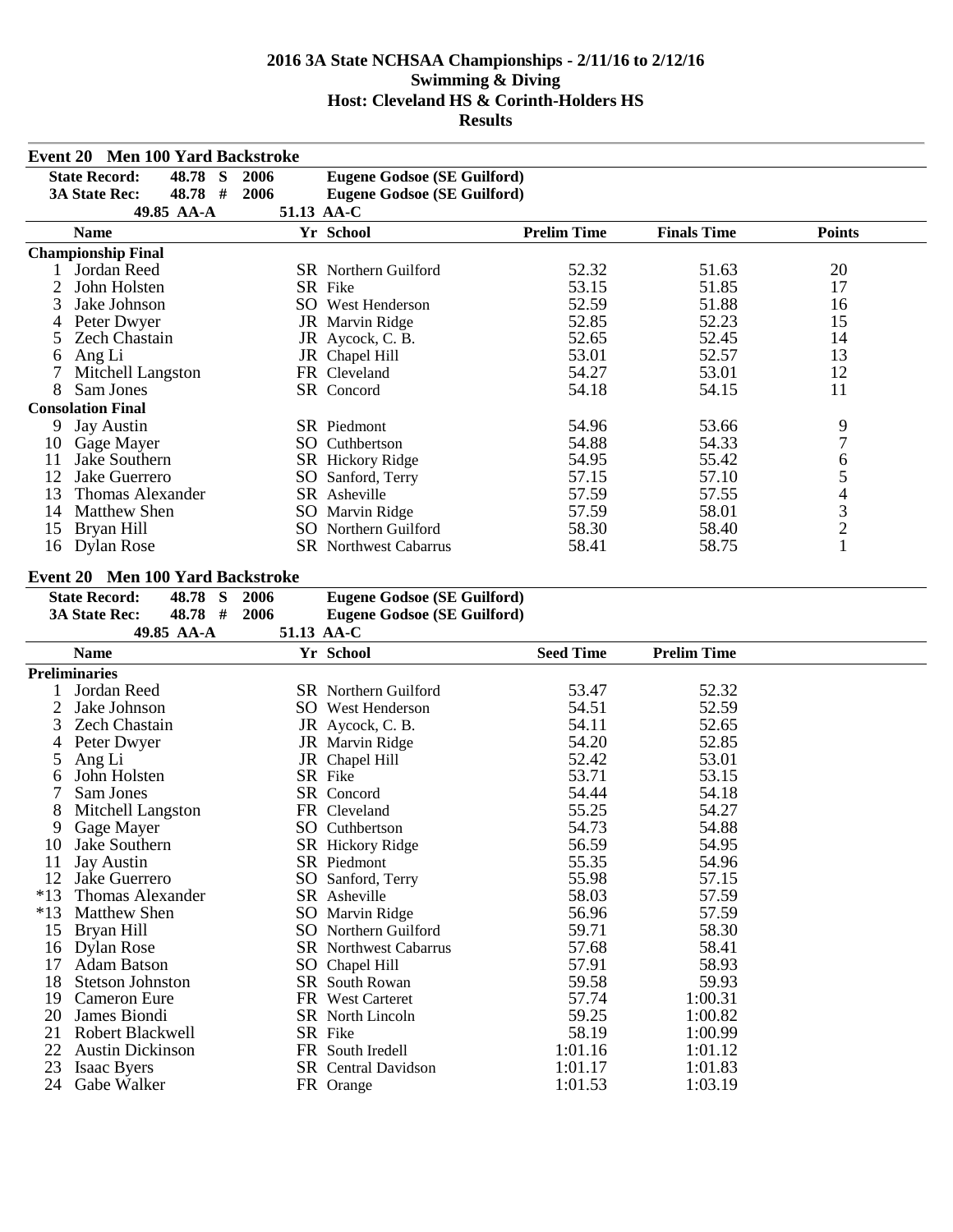# 2016 3A State NCHSAA Championships - 2/11/16 to 2/12/16
## Swimming & Diving
## Host: Cleveland HS & Corinth-Holders HS
## Results

### Event 20 Men 100 Yard Backstroke

**State Record:** 48.78 S 2006 **Eugene Godsoe (SE Guilford)**
**3A State Rec:** 48.78 # 2006 **Eugene Godsoe (SE Guilford)**
49.85 AA-A 51.13 AA-C

| | Name | Yr | School | Prelim Time | Finals Time | Points |
|---|---|---|---|---|---|---|
| **Championship Final** | | | | | | |
| 1 | Jordan Reed | SR | Northern Guilford | 52.32 | 51.63 | 20 |
| 2 | John Holsten | SR | Fike | 53.15 | 51.85 | 17 |
| 3 | Jake Johnson | SO | West Henderson | 52.59 | 51.88 | 16 |
| 4 | Peter Dwyer | JR | Marvin Ridge | 52.85 | 52.23 | 15 |
| 5 | Zech Chastain | JR | Aycock, C. B. | 52.65 | 52.45 | 14 |
| 6 | Ang Li | JR | Chapel Hill | 53.01 | 52.57 | 13 |
| 7 | Mitchell Langston | FR | Cleveland | 54.27 | 53.01 | 12 |
| 8 | Sam Jones | SR | Concord | 54.18 | 54.15 | 11 |
| **Consolation Final** | | | | | | |
| 9 | Jay Austin | SR | Piedmont | 54.96 | 53.66 | 9 |
| 10 | Gage Mayer | SO | Cuthbertson | 54.88 | 54.33 | 7 |
| 11 | Jake Southern | SR | Hickory Ridge | 54.95 | 55.42 | 6 |
| 12 | Jake Guerrero | SO | Sanford, Terry | 57.15 | 57.10 | 5 |
| 13 | Thomas Alexander | SR | Asheville | 57.59 | 57.55 | 4 |
| 14 | Matthew Shen | SO | Marvin Ridge | 57.59 | 58.01 | 3 |
| 15 | Bryan Hill | SO | Northern Guilford | 58.30 | 58.40 | 2 |
| 16 | Dylan Rose | SR | Northwest Cabarrus | 58.41 | 58.75 | 1 |

### Event 20 Men 100 Yard Backstroke

**State Record:** 48.78 S 2006 **Eugene Godsoe (SE Guilford)**
**3A State Rec:** 48.78 # 2006 **Eugene Godsoe (SE Guilford)**
49.85 AA-A 51.13 AA-C

| | Name | Yr | School | Seed Time | Prelim Time |
|---|---|---|---|---|---|
| **Preliminaries** | | | | | |
| 1 | Jordan Reed | SR | Northern Guilford | 53.47 | 52.32 |
| 2 | Jake Johnson | SO | West Henderson | 54.51 | 52.59 |
| 3 | Zech Chastain | JR | Aycock, C. B. | 54.11 | 52.65 |
| 4 | Peter Dwyer | JR | Marvin Ridge | 54.20 | 52.85 |
| 5 | Ang Li | JR | Chapel Hill | 52.42 | 53.01 |
| 6 | John Holsten | SR | Fike | 53.71 | 53.15 |
| 7 | Sam Jones | SR | Concord | 54.44 | 54.18 |
| 8 | Mitchell Langston | FR | Cleveland | 55.25 | 54.27 |
| 9 | Gage Mayer | SO | Cuthbertson | 54.73 | 54.88 |
| 10 | Jake Southern | SR | Hickory Ridge | 56.59 | 54.95 |
| 11 | Jay Austin | SR | Piedmont | 55.35 | 54.96 |
| 12 | Jake Guerrero | SO | Sanford, Terry | 55.98 | 57.15 |
| *13 | Thomas Alexander | SR | Asheville | 58.03 | 57.59 |
| *13 | Matthew Shen | SO | Marvin Ridge | 56.96 | 57.59 |
| 15 | Bryan Hill | SO | Northern Guilford | 59.71 | 58.30 |
| 16 | Dylan Rose | SR | Northwest Cabarrus | 57.68 | 58.41 |
| 17 | Adam Batson | SO | Chapel Hill | 57.91 | 58.93 |
| 18 | Stetson Johnston | SR | South Rowan | 59.58 | 59.93 |
| 19 | Cameron Eure | FR | West Carteret | 57.74 | 1:00.31 |
| 20 | James Biondi | SR | North Lincoln | 59.25 | 1:00.82 |
| 21 | Robert Blackwell | SR | Fike | 58.19 | 1:00.99 |
| 22 | Austin Dickinson | FR | South Iredell | 1:01.16 | 1:01.12 |
| 23 | Isaac Byers | SR | Central Davidson | 1:01.17 | 1:01.83 |
| 24 | Gabe Walker | FR | Orange | 1:01.53 | 1:03.19 |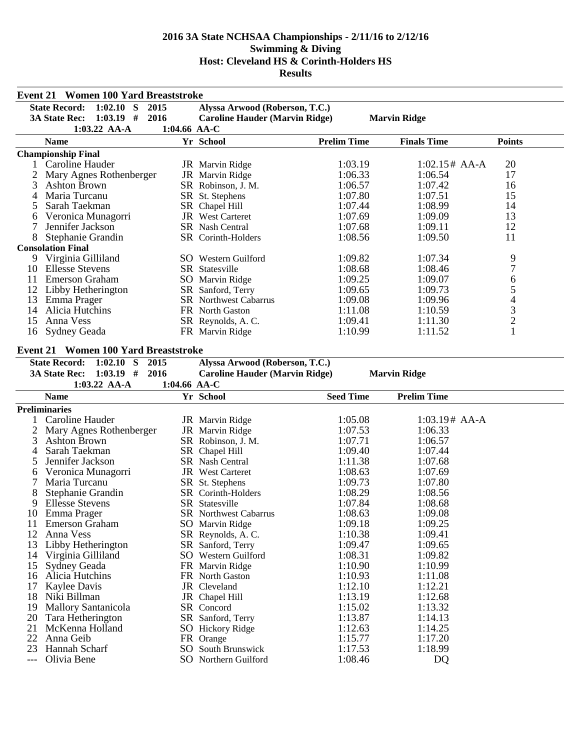# 2016 3A State NCHSAA Championships - 2/11/16 to 2/12/16
## Swimming & Diving
## Host: Cleveland HS & Corinth-Holders HS
## Results

### Event 21 Women 100 Yard Breaststroke

**State Record:** 1:02.10 S 2015 Alyssa Arwood (Roberson, T.C.)
**3A State Rec:** 1:03.19 # 2016 Caroline Hauder (Marvin Ridge) Marvin Ridge
1:03.22 AA-A 1:04.66 AA-C

| | Name | Yr | School | Prelim Time | Finals Time | Points |
|---|---|---|---|---|---|---|
| **Championship Final** | | | | | | |
| 1 | Caroline Hauder | JR | Marvin Ridge | 1:03.19 | 1:02.15# AA-A | 20 |
| 2 | Mary Agnes Rothenberger | JR | Marvin Ridge | 1:06.33 | 1:06.54 | 17 |
| 3 | Ashton Brown | SR | Robinson, J. M. | 1:06.57 | 1:07.42 | 16 |
| 4 | Maria Turcanu | SR | St. Stephens | 1:07.80 | 1:07.51 | 15 |
| 5 | Sarah Taekman | SR | Chapel Hill | 1:07.44 | 1:08.99 | 14 |
| 6 | Veronica Munagorri | JR | West Carteret | 1:07.69 | 1:09.09 | 13 |
| 7 | Jennifer Jackson | SR | Nash Central | 1:07.68 | 1:09.11 | 12 |
| 8 | Stephanie Grandin | SR | Corinth-Holders | 1:08.56 | 1:09.50 | 11 |
| **Consolation Final** | | | | | | |
| 9 | Virginia Gilliland | SO | Western Guilford | 1:09.82 | 1:07.34 | 9 |
| 10 | Ellesse Stevens | SR | Statesville | 1:08.68 | 1:08.46 | 7 |
| 11 | Emerson Graham | SO | Marvin Ridge | 1:09.25 | 1:09.07 | 6 |
| 12 | Libby Hetherington | SR | Sanford, Terry | 1:09.65 | 1:09.73 | 5 |
| 13 | Emma Prager | SR | Northwest Cabarrus | 1:09.08 | 1:09.96 | 4 |
| 14 | Alicia Hutchins | FR | North Gaston | 1:11.08 | 1:10.59 | 3 |
| 15 | Anna Vess | SR | Reynolds, A. C. | 1:09.41 | 1:11.30 | 2 |
| 16 | Sydney Geada | FR | Marvin Ridge | 1:10.99 | 1:11.52 | 1 |

### Event 21 Women 100 Yard Breaststroke

**State Record:** 1:02.10 S 2015 Alyssa Arwood (Roberson, T.C.)
**3A State Rec:** 1:03.19 # 2016 Caroline Hauder (Marvin Ridge) Marvin Ridge
1:03.22 AA-A 1:04.66 AA-C

| | Name | Yr | School | Seed Time | Prelim Time |
|---|---|---|---|---|---|
| **Preliminaries** | | | | | |
| 1 | Caroline Hauder | JR | Marvin Ridge | 1:05.08 | 1:03.19# AA-A |
| 2 | Mary Agnes Rothenberger | JR | Marvin Ridge | 1:07.53 | 1:06.33 |
| 3 | Ashton Brown | SR | Robinson, J. M. | 1:07.71 | 1:06.57 |
| 4 | Sarah Taekman | SR | Chapel Hill | 1:09.40 | 1:07.44 |
| 5 | Jennifer Jackson | SR | Nash Central | 1:11.38 | 1:07.68 |
| 6 | Veronica Munagorri | JR | West Carteret | 1:08.63 | 1:07.69 |
| 7 | Maria Turcanu | SR | St. Stephens | 1:09.73 | 1:07.80 |
| 8 | Stephanie Grandin | SR | Corinth-Holders | 1:08.29 | 1:08.56 |
| 9 | Ellesse Stevens | SR | Statesville | 1:07.84 | 1:08.68 |
| 10 | Emma Prager | SR | Northwest Cabarrus | 1:08.63 | 1:09.08 |
| 11 | Emerson Graham | SO | Marvin Ridge | 1:09.18 | 1:09.25 |
| 12 | Anna Vess | SR | Reynolds, A. C. | 1:10.38 | 1:09.41 |
| 13 | Libby Hetherington | SR | Sanford, Terry | 1:09.47 | 1:09.65 |
| 14 | Virginia Gilliland | SO | Western Guilford | 1:08.31 | 1:09.82 |
| 15 | Sydney Geada | FR | Marvin Ridge | 1:10.90 | 1:10.99 |
| 16 | Alicia Hutchins | FR | North Gaston | 1:10.93 | 1:11.08 |
| 17 | Kaylee Davis | JR | Cleveland | 1:12.10 | 1:12.21 |
| 18 | Niki Billman | JR | Chapel Hill | 1:13.19 | 1:12.68 |
| 19 | Mallory Santanicola | SR | Concord | 1:15.02 | 1:13.32 |
| 20 | Tara Hetherington | SR | Sanford, Terry | 1:13.87 | 1:14.13 |
| 21 | McKenna Holland | SO | Hickory Ridge | 1:12.63 | 1:14.25 |
| 22 | Anna Geib | FR | Orange | 1:15.77 | 1:17.20 |
| 23 | Hannah Scharf | SO | South Brunswick | 1:17.53 | 1:18.99 |
| --- | Olivia Bene | SO | Northern Guilford | 1:08.46 | DQ |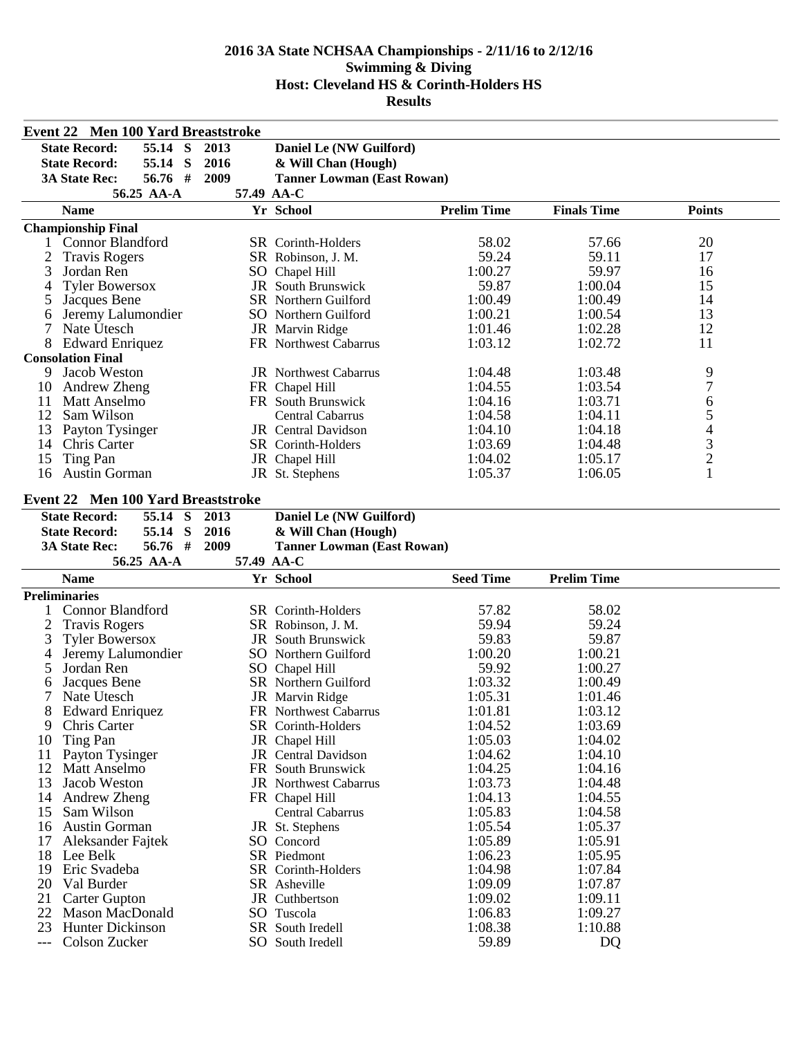# 2016 3A State NCHSAA Championships - 2/11/16 to 2/12/16

## Swimming & Diving

## Host: Cleveland HS & Corinth-Holders HS

## Results

### Event 22 Men 100 Yard Breaststroke

| | | | |
|---|---|---|---|
| State Record: | 55.14 S | 2013 | Daniel Le (NW Guilford) |
| State Record: | 55.14 S | 2016 | & Will Chan (Hough) |
| 3A State Rec: | 56.76 # | 2009 | Tanner Lowman (East Rowan) |
| | 56.25 AA-A | 57.49 AA-C | |

| | Name | Yr | School | Prelim Time | Finals Time | Points |
|---|---|---|---|---|---|---|
| **Championship Final** | | | | | | |
| 1 | Connor Blandford | SR | Corinth-Holders | 58.02 | 57.66 | 20 |
| 2 | Travis Rogers | SR | Robinson, J. M. | 59.24 | 59.11 | 17 |
| 3 | Jordan Ren | SO | Chapel Hill | 1:00.27 | 59.97 | 16 |
| 4 | Tyler Bowersox | JR | South Brunswick | 59.87 | 1:00.04 | 15 |
| 5 | Jacques Bene | SR | Northern Guilford | 1:00.49 | 1:00.49 | 14 |
| 6 | Jeremy Lalumondier | SO | Northern Guilford | 1:00.21 | 1:00.54 | 13 |
| 7 | Nate Utesch | JR | Marvin Ridge | 1:01.46 | 1:02.28 | 12 |
| 8 | Edward Enriquez | FR | Northwest Cabarrus | 1:03.12 | 1:02.72 | 11 |
| **Consolation Final** | | | | | | |
| 9 | Jacob Weston | JR | Northwest Cabarrus | 1:04.48 | 1:03.48 | 9 |
| 10 | Andrew Zheng | FR | Chapel Hill | 1:04.55 | 1:03.54 | 7 |
| 11 | Matt Anselmo | FR | South Brunswick | 1:04.16 | 1:03.71 | 6 |
| 12 | Sam Wilson | | Central Cabarrus | 1:04.58 | 1:04.11 | 5 |
| 13 | Payton Tysinger | JR | Central Davidson | 1:04.10 | 1:04.18 | 4 |
| 14 | Chris Carter | SR | Corinth-Holders | 1:03.69 | 1:04.48 | 3 |
| 15 | Ting Pan | JR | Chapel Hill | 1:04.02 | 1:05.17 | 2 |
| 16 | Austin Gorman | JR | St. Stephens | 1:05.37 | 1:06.05 | 1 |

### Event 22 Men 100 Yard Breaststroke

| | | | |
|---|---|---|---|
| State Record: | 55.14 S | 2013 | Daniel Le (NW Guilford) |
| State Record: | 55.14 S | 2016 | & Will Chan (Hough) |
| 3A State Rec: | 56.76 # | 2009 | Tanner Lowman (East Rowan) |
| | 56.25 AA-A | 57.49 AA-C | |

| | Name | Yr | School | Seed Time | Prelim Time |
|---|---|---|---|---|---|
| **Preliminaries** | | | | | |
| 1 | Connor Blandford | SR | Corinth-Holders | 57.82 | 58.02 |
| 2 | Travis Rogers | SR | Robinson, J. M. | 59.94 | 59.24 |
| 3 | Tyler Bowersox | JR | South Brunswick | 59.83 | 59.87 |
| 4 | Jeremy Lalumondier | SO | Northern Guilford | 1:00.20 | 1:00.21 |
| 5 | Jordan Ren | SO | Chapel Hill | 59.92 | 1:00.27 |
| 6 | Jacques Bene | SR | Northern Guilford | 1:03.32 | 1:00.49 |
| 7 | Nate Utesch | JR | Marvin Ridge | 1:05.31 | 1:01.46 |
| 8 | Edward Enriquez | FR | Northwest Cabarrus | 1:01.81 | 1:03.12 |
| 9 | Chris Carter | SR | Corinth-Holders | 1:04.52 | 1:03.69 |
| 10 | Ting Pan | JR | Chapel Hill | 1:05.03 | 1:04.02 |
| 11 | Payton Tysinger | JR | Central Davidson | 1:04.62 | 1:04.10 |
| 12 | Matt Anselmo | FR | South Brunswick | 1:04.25 | 1:04.16 |
| 13 | Jacob Weston | JR | Northwest Cabarrus | 1:03.73 | 1:04.48 |
| 14 | Andrew Zheng | FR | Chapel Hill | 1:04.13 | 1:04.55 |
| 15 | Sam Wilson | | Central Cabarrus | 1:05.83 | 1:04.58 |
| 16 | Austin Gorman | JR | St. Stephens | 1:05.54 | 1:05.37 |
| 17 | Aleksander Fajtek | SO | Concord | 1:05.89 | 1:05.91 |
| 18 | Lee Belk | SR | Piedmont | 1:06.23 | 1:05.95 |
| 19 | Eric Svadeba | SR | Corinth-Holders | 1:04.98 | 1:07.84 |
| 20 | Val Burder | SR | Asheville | 1:09.09 | 1:07.87 |
| 21 | Carter Gupton | JR | Cuthbertson | 1:09.02 | 1:09.11 |
| 22 | Mason MacDonald | SO | Tuscola | 1:06.83 | 1:09.27 |
| 23 | Hunter Dickinson | SR | South Iredell | 1:08.38 | 1:10.88 |
| --- | Colson Zucker | SO | South Iredell | 59.89 | DQ |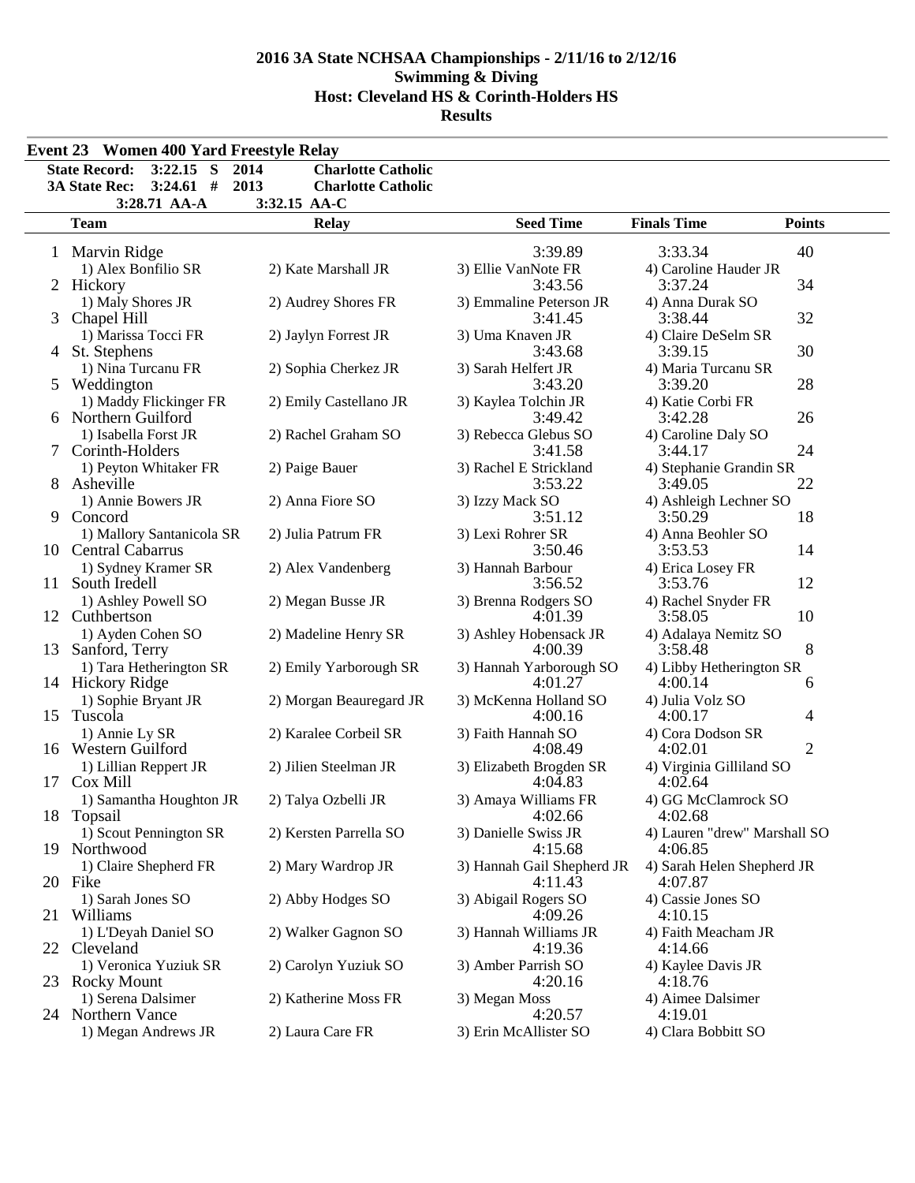# 2016 3A State NCHSAA Championships - 2/11/16 to 2/12/16
## Swimming & Diving
## Host: Cleveland HS & Corinth-Holders HS
## Results

### Event 23 Women 400 Yard Freestyle Relay

| | | | |
|---|---|---|---|
| **State Record:** | **3:22.15 S** | **2014** | **Charlotte Catholic** |
| **3A State Rec:** | **3:24.61 #** | **2013** | **Charlotte Catholic** |
| | **3:28.71 AA-A** | **3:32.15 AA-C** | |

| | Team | Relay | Seed Time | Finals Time | Points |
|---|---|---|---|---|---|
| 1 | Marvin Ridge | | 3:39.89 | 3:33.34 | 40 |
| | 1) Alex Bonfilio SR | 2) Kate Marshall JR | 3) Ellie VanNote FR | 4) Caroline Hauder JR | |
| 2 | Hickory | | 3:43.56 | 3:37.24 | 34 |
| | 1) Maly Shores JR | 2) Audrey Shores FR | 3) Emmaline Peterson JR | 4) Anna Durak SO | |
| 3 | Chapel Hill | | 3:41.45 | 3:38.44 | 32 |
| | 1) Marissa Tocci FR | 2) Jaylyn Forrest JR | 3) Uma Knaven JR | 4) Claire DeSelm SR | |
| 4 | St. Stephens | | 3:43.68 | 3:39.15 | 30 |
| | 1) Nina Turcanu FR | 2) Sophia Cherkez JR | 3) Sarah Helfert JR | 4) Maria Turcanu SR | |
| 5 | Weddington | | 3:43.20 | 3:39.20 | 28 |
| | 1) Maddy Flickinger FR | 2) Emily Castellano JR | 3) Kaylea Tolchin JR | 4) Katie Corbi FR | |
| 6 | Northern Guilford | | 3:49.42 | 3:42.28 | 26 |
| | 1) Isabella Forst JR | 2) Rachel Graham SO | 3) Rebecca Glebus SO | 4) Caroline Daly SO | |
| 7 | Corinth-Holders | | 3:41.58 | 3:44.17 | 24 |
| | 1) Peyton Whitaker FR | 2) Paige Bauer | 3) Rachel E Strickland | 4) Stephanie Grandin SR | |
| 8 | Asheville | | 3:53.22 | 3:49.05 | 22 |
| | 1) Annie Bowers JR | 2) Anna Fiore SO | 3) Izzy Mack SO | 4) Ashleigh Lechner SO | |
| 9 | Concord | | 3:51.12 | 3:50.29 | 18 |
| | 1) Mallory Santanicola SR | 2) Julia Patrum FR | 3) Lexi Rohrer SR | 4) Anna Beohler SO | |
| 10 | Central Cabarrus | | 3:50.46 | 3:53.53 | 14 |
| | 1) Sydney Kramer SR | 2) Alex Vandenberg | 3) Hannah Barbour | 4) Erica Losey FR | |
| 11 | South Iredell | | 3:56.52 | 3:53.76 | 12 |
| | 1) Ashley Powell SO | 2) Megan Busse JR | 3) Brenna Rodgers SO | 4) Rachel Snyder FR | |
| 12 | Cuthbertson | | 4:01.39 | 3:58.05 | 10 |
| | 1) Ayden Cohen SO | 2) Madeline Henry SR | 3) Ashley Hobensack JR | 4) Adalaya Nemitz SO | |
| 13 | Sanford, Terry | | 4:00.39 | 3:58.48 | 8 |
| | 1) Tara Hetherington SR | 2) Emily Yarborough SR | 3) Hannah Yarborough SO | 4) Libby Hetherington SR | |
| 14 | Hickory Ridge | | 4:01.27 | 4:00.14 | 6 |
| | 1) Sophie Bryant JR | 2) Morgan Beauregard JR | 3) McKenna Holland SO | 4) Julia Volz SO | |
| 15 | Tuscola | | 4:00.16 | 4:00.17 | 4 |
| | 1) Annie Ly SR | 2) Karalee Corbeil SR | 3) Faith Hannah SO | 4) Cora Dodson SR | |
| 16 | Western Guilford | | 4:08.49 | 4:02.01 | 2 |
| | 1) Lillian Reppert JR | 2) Jilien Steelman JR | 3) Elizabeth Brogden SR | 4) Virginia Gilliland SO | |
| 17 | Cox Mill | | 4:04.83 | 4:02.64 | |
| | 1) Samantha Houghton JR | 2) Talya Ozbelli JR | 3) Amaya Williams FR | 4) GG McClamrock SO | |
| 18 | Topsail | | 4:02.66 | 4:02.68 | |
| | 1) Scout Pennington SR | 2) Kersten Parrella SO | 3) Danielle Swiss JR | 4) Lauren "drew" Marshall SO | |
| 19 | Northwood | | 4:15.68 | 4:06.85 | |
| | 1) Claire Shepherd FR | 2) Mary Wardrop JR | 3) Hannah Gail Shepherd JR | 4) Sarah Helen Shepherd JR | |
| 20 | Fike | | 4:11.43 | 4:07.87 | |
| | 1) Sarah Jones SO | 2) Abby Hodges SO | 3) Abigail Rogers SO | 4) Cassie Jones SO | |
| 21 | Williams | | 4:09.26 | 4:10.15 | |
| | 1) L'Deyah Daniel SO | 2) Walker Gagnon SO | 3) Hannah Williams JR | 4) Faith Meacham JR | |
| 22 | Cleveland | | 4:19.36 | 4:14.66 | |
| | 1) Veronica Yuziuk SR | 2) Carolyn Yuziuk SO | 3) Amber Parrish SO | 4) Kaylee Davis JR | |
| 23 | Rocky Mount | | 4:20.16 | 4:18.76 | |
| | 1) Serena Dalsimer | 2) Katherine Moss FR | 3) Megan Moss | 4) Aimee Dalsimer | |
| 24 | Northern Vance | | 4:20.57 | 4:19.01 | |
| | 1) Megan Andrews JR | 2) Laura Care FR | 3) Erin McAllister SO | 4) Clara Bobbitt SO | |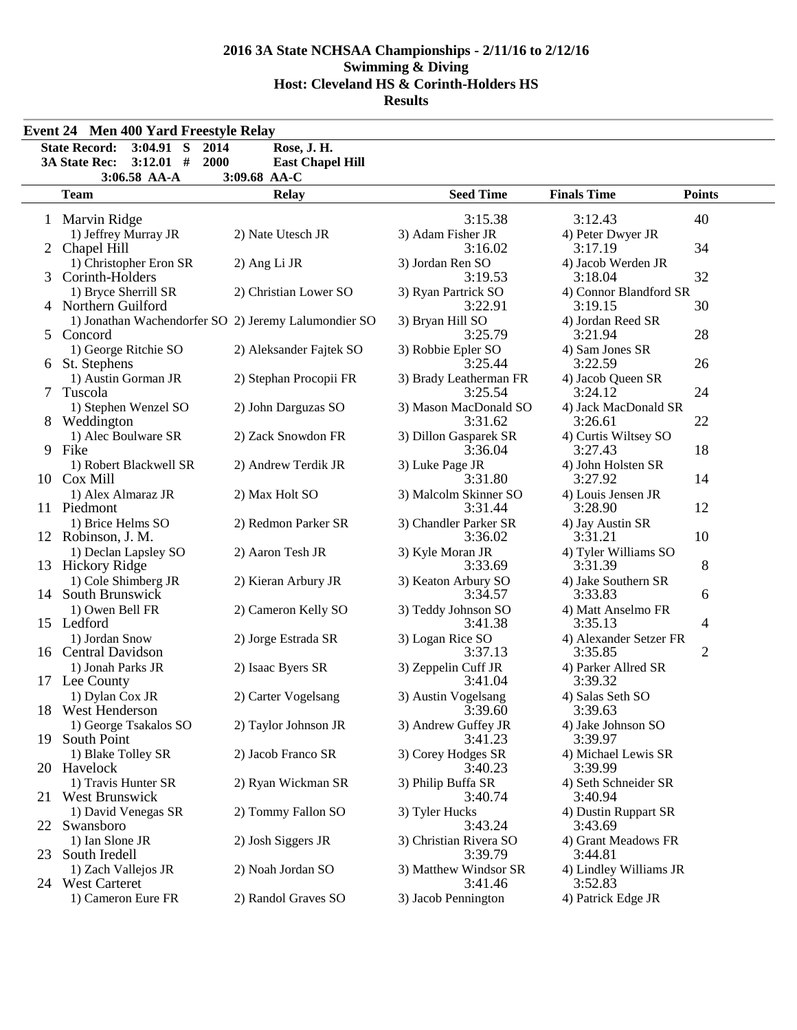# 2016 3A State NCHSAA Championships - 2/11/16 to 2/12/16
## Swimming & Diving
## Host: Cleveland HS & Corinth-Holders HS
## Results

**Event 24 Men 400 Yard Freestyle Relay**

**State Record: 3:04.91 S 2014 Rose, J. H.**
**3A State Rec: 3:12.01 # 2000 East Chapel Hill**
**3:06.58 AA-A 3:09.68 AA-C**

| | Team | Relay | Seed Time | Finals Time | Points |
|---|---|---|---|---|---|
| 1 | Marvin Ridge | | 3:15.38 | 3:12.43 | 40 |
| | 1) Jeffrey Murray JR | 2) Nate Utesch JR | 3) Adam Fisher JR | 4) Peter Dwyer JR | |
| 2 | Chapel Hill | | 3:16.02 | 3:17.19 | 34 |
| | 1) Christopher Eron SR | 2) Ang Li JR | 3) Jordan Ren SO | 4) Jacob Werden JR | |
| 3 | Corinth-Holders | | 3:19.53 | 3:18.04 | 32 |
| | 1) Bryce Sherrill SR | 2) Christian Lower SO | 3) Ryan Partrick SO | 4) Connor Blandford SR | |
| 4 | Northern Guilford | | 3:22.91 | 3:19.15 | 30 |
| | 1) Jonathan Wachendorfer SO | 2) Jeremy Lalumondier SO | 3) Bryan Hill SO | 4) Jordan Reed SR | |
| 5 | Concord | | 3:25.79 | 3:21.94 | 28 |
| | 1) George Ritchie SO | 2) Aleksander Fajtek SO | 3) Robbie Epler SO | 4) Sam Jones SR | |
| 6 | St. Stephens | | 3:25.44 | 3:22.59 | 26 |
| | 1) Austin Gorman JR | 2) Stephan Procopii FR | 3) Brady Leatherman FR | 4) Jacob Queen SR | |
| 7 | Tuscola | | 3:25.54 | 3:24.12 | 24 |
| | 1) Stephen Wenzel SO | 2) John Darguzas SO | 3) Mason MacDonald SO | 4) Jack MacDonald SR | |
| 8 | Weddington | | 3:31.62 | 3:26.61 | 22 |
| | 1) Alec Boulware SR | 2) Zack Snowdon FR | 3) Dillon Gasparek SR | 4) Curtis Wiltsey SO | |
| 9 | Fike | | 3:36.04 | 3:27.43 | 18 |
| | 1) Robert Blackwell SR | 2) Andrew Terdik JR | 3) Luke Page JR | 4) John Holsten SR | |
| 10 | Cox Mill | | 3:31.80 | 3:27.92 | 14 |
| | 1) Alex Almaraz JR | 2) Max Holt SO | 3) Malcolm Skinner SO | 4) Louis Jensen JR | |
| 11 | Piedmont | | 3:31.44 | 3:28.90 | 12 |
| | 1) Brice Helms SO | 2) Redmon Parker SR | 3) Chandler Parker SR | 4) Jay Austin SR | |
| 12 | Robinson, J. M. | | 3:36.02 | 3:31.21 | 10 |
| | 1) Declan Lapsley SO | 2) Aaron Tesh JR | 3) Kyle Moran JR | 4) Tyler Williams SO | |
| 13 | Hickory Ridge | | 3:33.69 | 3:31.39 | 8 |
| | 1) Cole Shimberg JR | 2) Kieran Arbury JR | 3) Keaton Arbury SO | 4) Jake Southern SR | |
| 14 | South Brunswick | | 3:34.57 | 3:33.83 | 6 |
| | 1) Owen Bell FR | 2) Cameron Kelly SO | 3) Teddy Johnson SO | 4) Matt Anselmo FR | |
| 15 | Ledford | | 3:41.38 | 3:35.13 | 4 |
| | 1) Jordan Snow | 2) Jorge Estrada SR | 3) Logan Rice SO | 4) Alexander Setzer FR | |
| 16 | Central Davidson | | 3:37.13 | 3:35.85 | 2 |
| | 1) Jonah Parks JR | 2) Isaac Byers SR | 3) Zeppelin Cuff JR | 4) Parker Allred SR | |
| 17 | Lee County | | 3:41.04 | 3:39.32 | |
| | 1) Dylan Cox JR | 2) Carter Vogelsang | 3) Austin Vogelsang | 4) Salas Seth SO | |
| 18 | West Henderson | | 3:39.60 | 3:39.63 | |
| | 1) George Tsakalos SO | 2) Taylor Johnson JR | 3) Andrew Guffey JR | 4) Jake Johnson SO | |
| 19 | South Point | | 3:41.23 | 3:39.97 | |
| | 1) Blake Tolley SR | 2) Jacob Franco SR | 3) Corey Hodges SR | 4) Michael Lewis SR | |
| 20 | Havelock | | 3:40.23 | 3:39.99 | |
| | 1) Travis Hunter SR | 2) Ryan Wickman SR | 3) Philip Buffa SR | 4) Seth Schneider SR | |
| 21 | West Brunswick | | 3:40.74 | 3:40.94 | |
| | 1) David Venegas SR | 2) Tommy Fallon SO | 3) Tyler Hucks | 4) Dustin Ruppart SR | |
| 22 | Swansboro | | 3:43.24 | 3:43.69 | |
| | 1) Ian Slone JR | 2) Josh Siggers JR | 3) Christian Rivera SO | 4) Grant Meadows FR | |
| 23 | South Iredell | | 3:39.79 | 3:44.81 | |
| | 1) Zach Vallejos JR | 2) Noah Jordan SO | 3) Matthew Windsor SR | 4) Lindley Williams JR | |
| 24 | West Carteret | | 3:41.46 | 3:52.83 | |
| | 1) Cameron Eure FR | 2) Randol Graves SO | 3) Jacob Pennington | 4) Patrick Edge JR | |